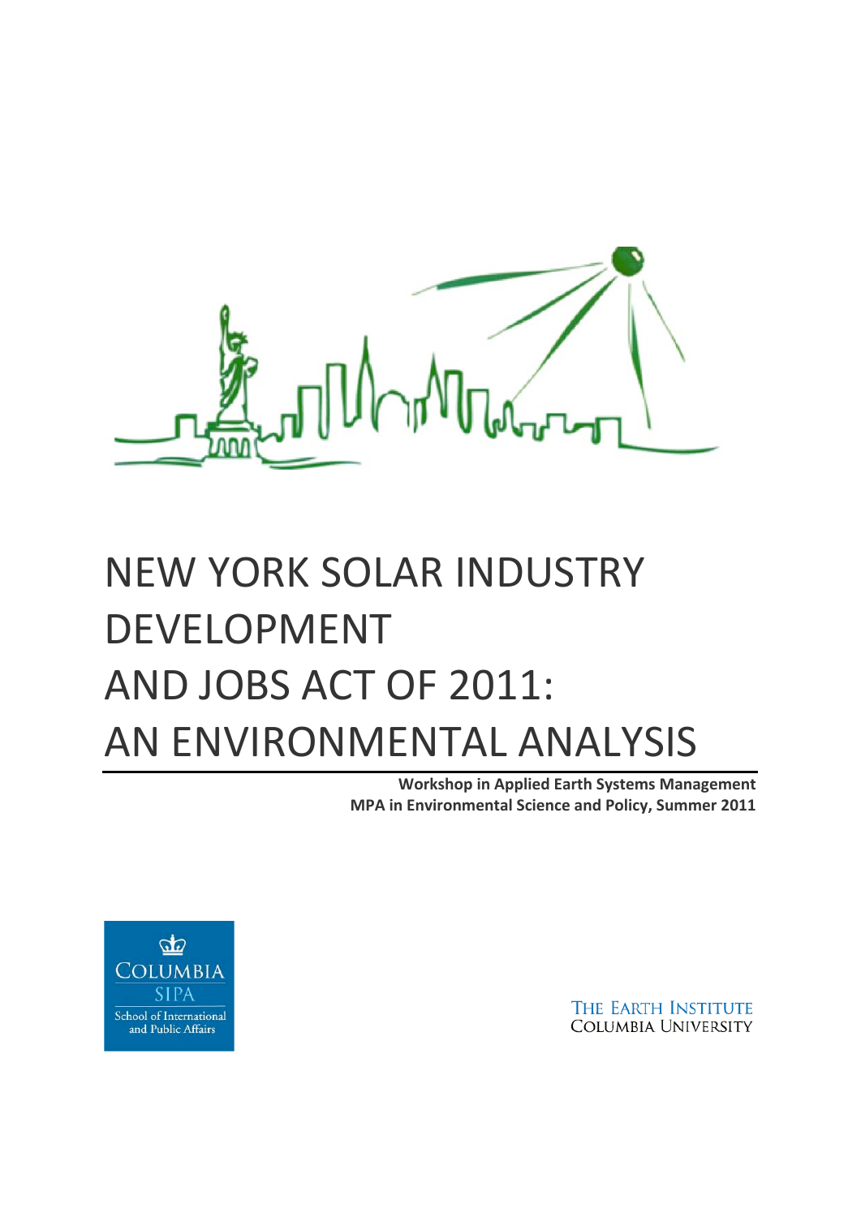# NEW YORK SOLAR INDUSTRY DEVELOPMENT AND JOBS ACT OF 2011: AN ENVIRONMENTAL ANALYSIS

**Workshop in Applied Earth Systems Management**
**MPA in Environmental Science and Policy, Summer 2011**

COLUMBIA SIPA
School of International and Public Affairs

THE EARTH INSTITUTE
COLUMBIA UNIVERSITY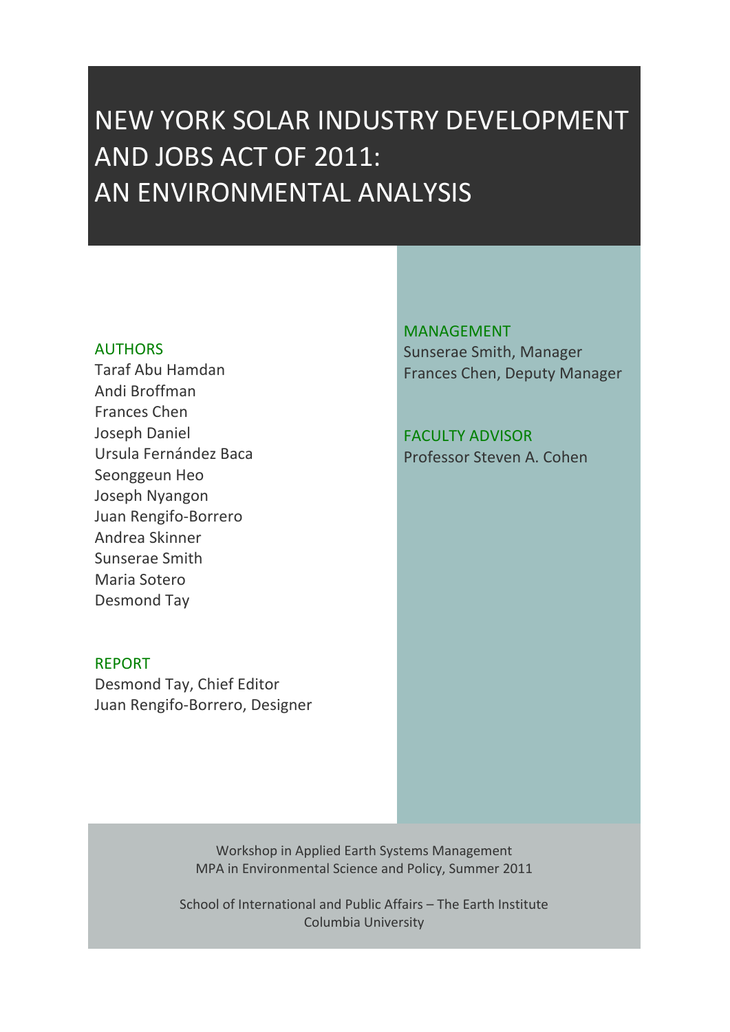# NEW YORK SOLAR INDUSTRY DEVELOPMENT AND JOBS ACT OF 2011: AN ENVIRONMENTAL ANALYSIS

## AUTHORS

Taraf Abu Hamdan
Andi Broffman
Frances Chen
Joseph Daniel
Ursula Fernández Baca
Seonggeun Heo
Joseph Nyangon
Juan Rengifo-Borrero
Andrea Skinner
Sunserae Smith
Maria Sotero
Desmond Tay

## REPORT

Desmond Tay, Chief Editor
Juan Rengifo-Borrero, Designer

## MANAGEMENT

Sunserae Smith, Manager
Frances Chen, Deputy Manager

## FACULTY ADVISOR

Professor Steven A. Cohen

Workshop in Applied Earth Systems Management
MPA in Environmental Science and Policy, Summer 2011

School of International and Public Affairs – The Earth Institute
Columbia University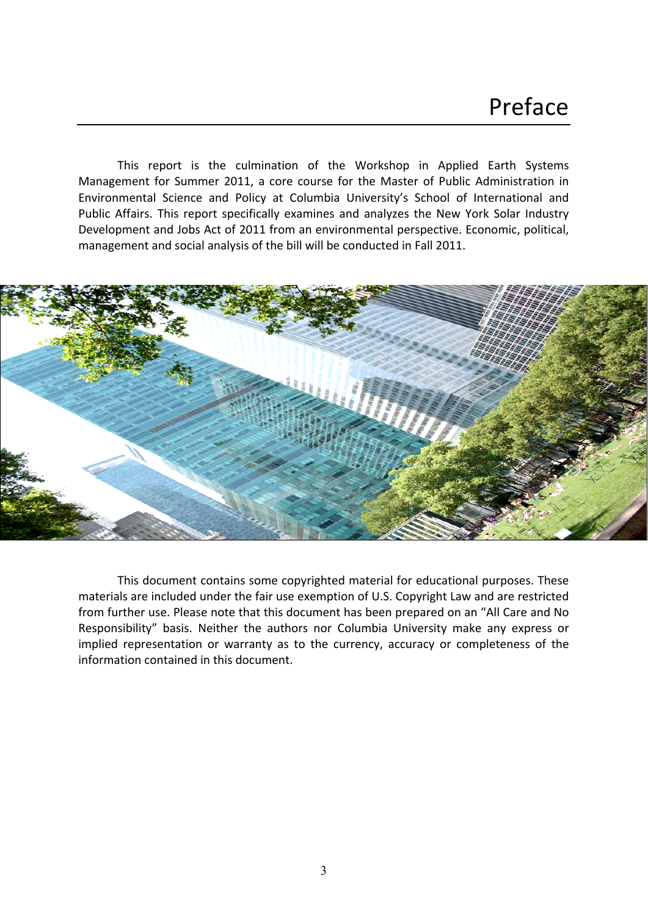# Preface

This report is the culmination of the Workshop in Applied Earth Systems Management for Summer 2011, a core course for the Master of Public Administration in Environmental Science and Policy at Columbia University's School of International and Public Affairs. This report specifically examines and analyzes the New York Solar Industry Development and Jobs Act of 2011 from an environmental perspective. Economic, political, management and social analysis of the bill will be conducted in Fall 2011.

This document contains some copyrighted material for educational purposes. These materials are included under the fair use exemption of U.S. Copyright Law and are restricted from further use. Please note that this document has been prepared on an "All Care and No Responsibility" basis. Neither the authors nor Columbia University make any express or implied representation or warranty as to the currency, accuracy or completeness of the information contained in this document.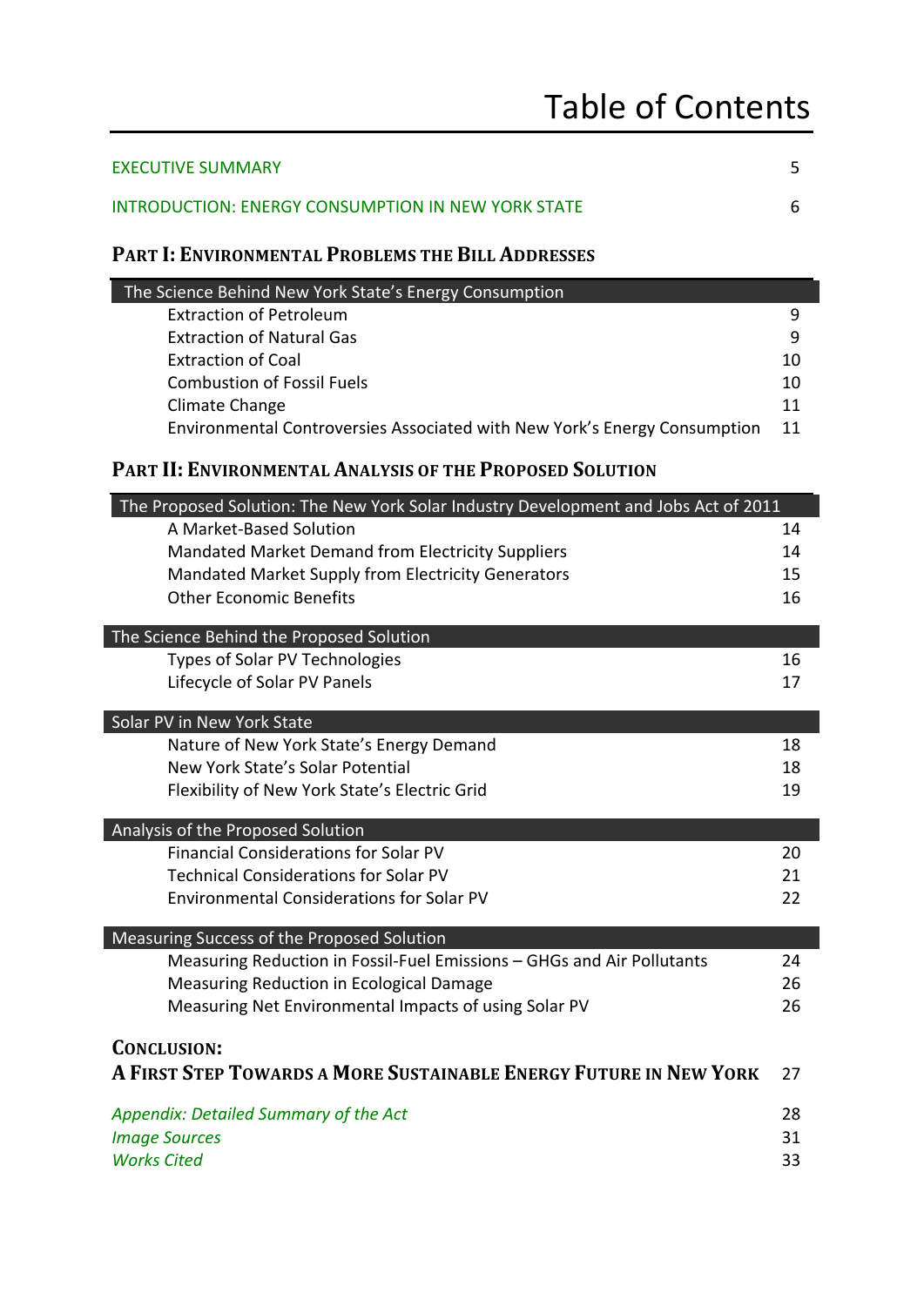# Table of Contents

| | |
|---|---|
| EXECUTIVE SUMMARY | 5 |
| INTRODUCTION: ENERGY CONSUMPTION IN NEW YORK STATE | 6 |

## PART I: ENVIRONMENTAL PROBLEMS THE BILL ADDRESSES

| The Science Behind New York State's Energy Consumption | |
|---|---|
| Extraction of Petroleum | 9 |
| Extraction of Natural Gas | 9 |
| Extraction of Coal | 10 |
| Combustion of Fossil Fuels | 10 |
| Climate Change | 11 |
| Environmental Controversies Associated with New York's Energy Consumption | 11 |

## PART II: ENVIRONMENTAL ANALYSIS OF THE PROPOSED SOLUTION

| The Proposed Solution: The New York Solar Industry Development and Jobs Act of 2011 | |
|---|---|
| A Market-Based Solution | 14 |
| Mandated Market Demand from Electricity Suppliers | 14 |
| Mandated Market Supply from Electricity Generators | 15 |
| Other Economic Benefits | 16 |

| The Science Behind the Proposed Solution | |
|---|---|
| Types of Solar PV Technologies | 16 |
| Lifecycle of Solar PV Panels | 17 |

| Solar PV in New York State | |
|---|---|
| Nature of New York State's Energy Demand | 18 |
| New York State's Solar Potential | 18 |
| Flexibility of New York State's Electric Grid | 19 |

| Analysis of the Proposed Solution | |
|---|---|
| Financial Considerations for Solar PV | 20 |
| Technical Considerations for Solar PV | 21 |
| Environmental Considerations for Solar PV | 22 |

| Measuring Success of the Proposed Solution | |
|---|---|
| Measuring Reduction in Fossil-Fuel Emissions – GHGs and Air Pollutants | 24 |
| Measuring Reduction in Ecological Damage | 26 |
| Measuring Net Environmental Impacts of using Solar PV | 26 |

## CONCLUSION: A FIRST STEP TOWARDS A MORE SUSTAINABLE ENERGY FUTURE IN NEW YORK — 27

| | |
|---|---|
| *Appendix: Detailed Summary of the Act* | 28 |
| *Image Sources* | 31 |
| *Works Cited* | 33 |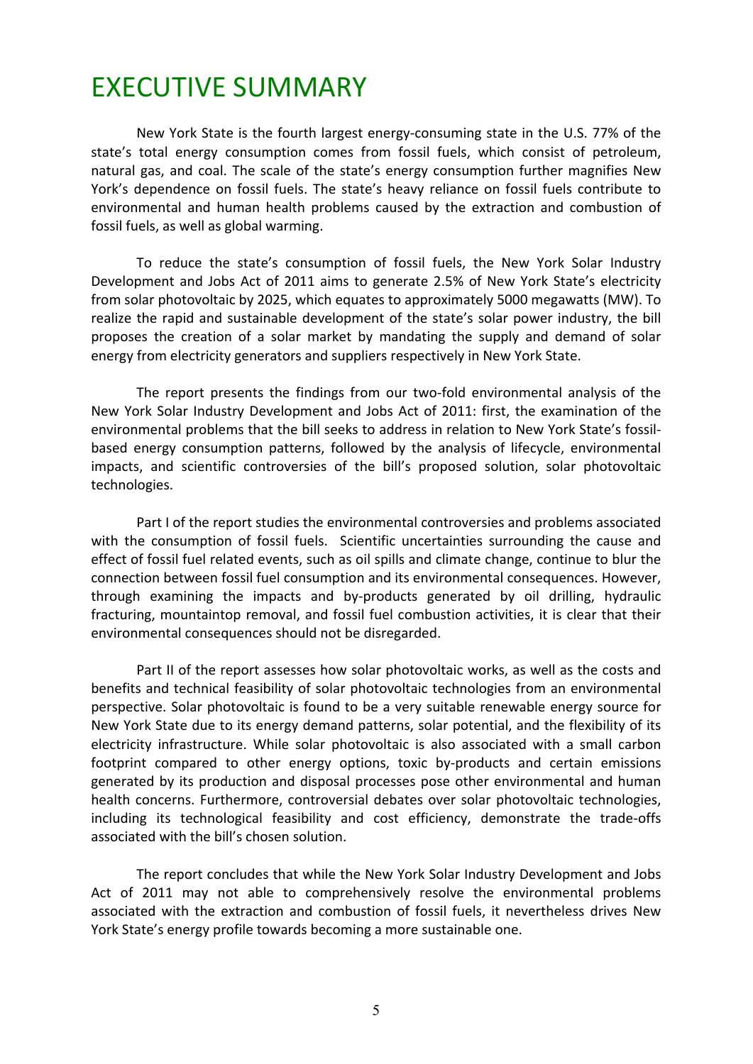# EXECUTIVE SUMMARY

New York State is the fourth largest energy-consuming state in the U.S. 77% of the state's total energy consumption comes from fossil fuels, which consist of petroleum, natural gas, and coal. The scale of the state's energy consumption further magnifies New York's dependence on fossil fuels. The state's heavy reliance on fossil fuels contribute to environmental and human health problems caused by the extraction and combustion of fossil fuels, as well as global warming.

To reduce the state's consumption of fossil fuels, the New York Solar Industry Development and Jobs Act of 2011 aims to generate 2.5% of New York State's electricity from solar photovoltaic by 2025, which equates to approximately 5000 megawatts (MW). To realize the rapid and sustainable development of the state's solar power industry, the bill proposes the creation of a solar market by mandating the supply and demand of solar energy from electricity generators and suppliers respectively in New York State.

The report presents the findings from our two-fold environmental analysis of the New York Solar Industry Development and Jobs Act of 2011: first, the examination of the environmental problems that the bill seeks to address in relation to New York State's fossil-based energy consumption patterns, followed by the analysis of lifecycle, environmental impacts, and scientific controversies of the bill's proposed solution, solar photovoltaic technologies.

Part I of the report studies the environmental controversies and problems associated with the consumption of fossil fuels. Scientific uncertainties surrounding the cause and effect of fossil fuel related events, such as oil spills and climate change, continue to blur the connection between fossil fuel consumption and its environmental consequences. However, through examining the impacts and by-products generated by oil drilling, hydraulic fracturing, mountaintop removal, and fossil fuel combustion activities, it is clear that their environmental consequences should not be disregarded.

Part II of the report assesses how solar photovoltaic works, as well as the costs and benefits and technical feasibility of solar photovoltaic technologies from an environmental perspective. Solar photovoltaic is found to be a very suitable renewable energy source for New York State due to its energy demand patterns, solar potential, and the flexibility of its electricity infrastructure. While solar photovoltaic is also associated with a small carbon footprint compared to other energy options, toxic by-products and certain emissions generated by its production and disposal processes pose other environmental and human health concerns. Furthermore, controversial debates over solar photovoltaic technologies, including its technological feasibility and cost efficiency, demonstrate the trade-offs associated with the bill's chosen solution.

The report concludes that while the New York Solar Industry Development and Jobs Act of 2011 may not able to comprehensively resolve the environmental problems associated with the extraction and combustion of fossil fuels, it nevertheless drives New York State's energy profile towards becoming a more sustainable one.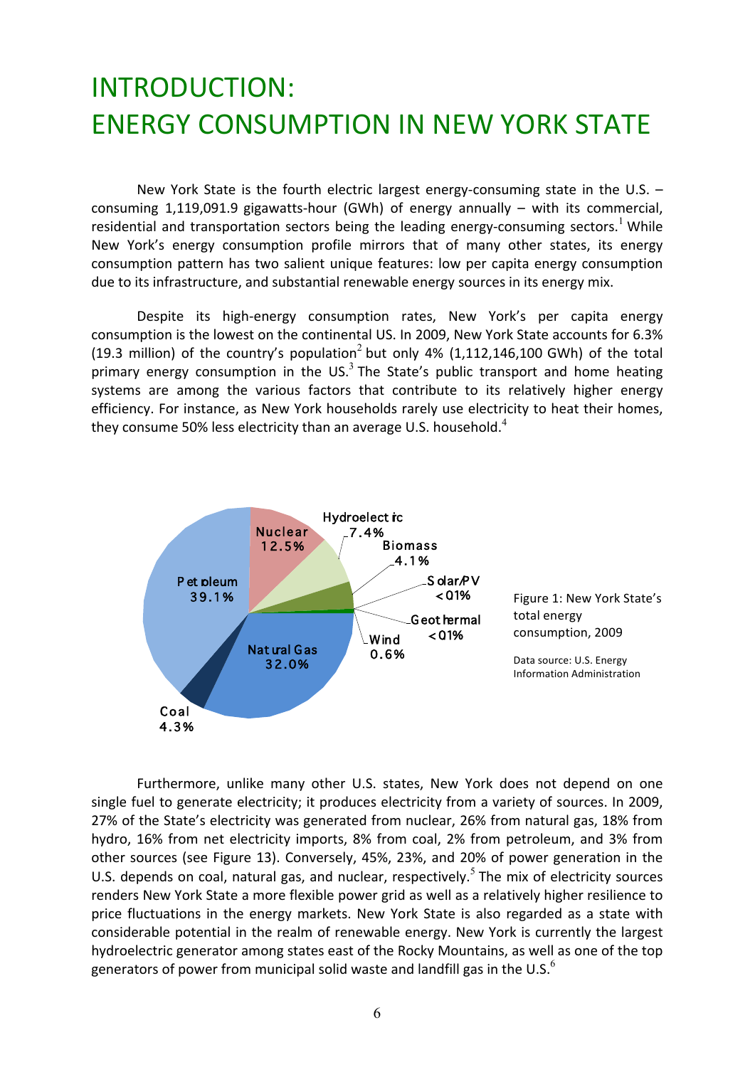# INTRODUCTION:
# ENERGY CONSUMPTION IN NEW YORK STATE

New York State is the fourth electric largest energy-consuming state in the U.S. – consuming 1,119,091.9 gigawatts-hour (GWh) of energy annually – with its commercial, residential and transportation sectors being the leading energy-consuming sectors.[1] While New York's energy consumption profile mirrors that of many other states, its energy consumption pattern has two salient unique features: low per capita energy consumption due to its infrastructure, and substantial renewable energy sources in its energy mix.

Despite its high-energy consumption rates, New York's per capita energy consumption is the lowest on the continental US. In 2009, New York State accounts for 6.3% (19.3 million) of the country's population[2] but only 4% (1,112,146,100 GWh) of the total primary energy consumption in the US.[3] The State's public transport and home heating systems are among the various factors that contribute to its relatively higher energy efficiency. For instance, as New York households rarely use electricity to heat their homes, they consume 50% less electricity than an average U.S. household.[4]

Nuclear 12.5%
Hydroelectric 7.4%
Biomass 4.1%
Solar/PV <0.1%
Geothermal <0.1%
Wind 0.6%
Natural Gas 32.0%
Coal 4.3%
Petroleum 39.1%

Figure 1: New York State's total energy consumption, 2009

Data source: U.S. Energy Information Administration

Furthermore, unlike many other U.S. states, New York does not depend on one single fuel to generate electricity; it produces electricity from a variety of sources. In 2009, 27% of the State's electricity was generated from nuclear, 26% from natural gas, 18% from hydro, 16% from net electricity imports, 8% from coal, 2% from petroleum, and 3% from other sources (see Figure 13). Conversely, 45%, 23%, and 20% of power generation in the U.S. depends on coal, natural gas, and nuclear, respectively.[5] The mix of electricity sources renders New York State a more flexible power grid as well as a relatively higher resilience to price fluctuations in the energy markets. New York State is also regarded as a state with considerable potential in the realm of renewable energy. New York is currently the largest hydroelectric generator among states east of the Rocky Mountains, as well as one of the top generators of power from municipal solid waste and landfill gas in the U.S.[6]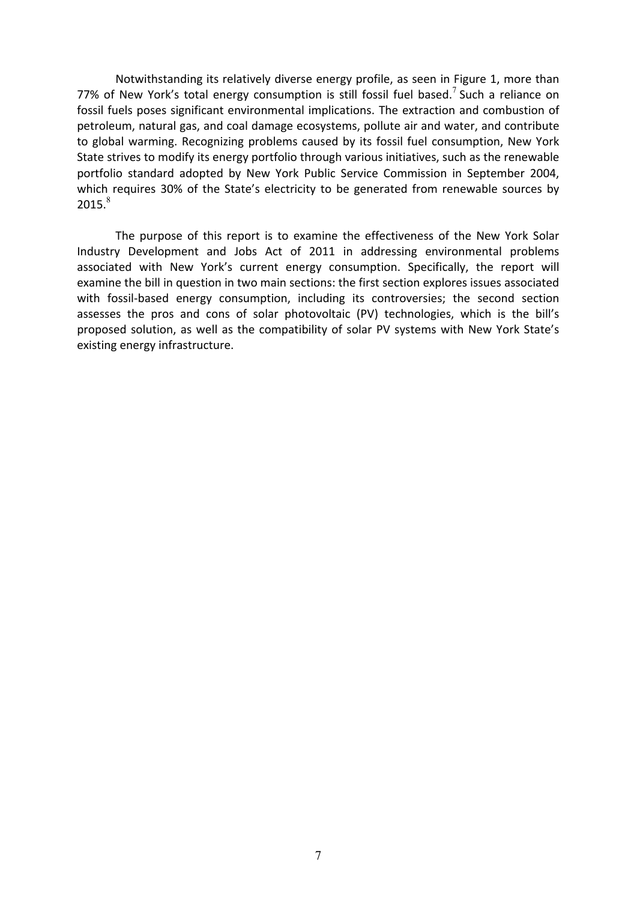Notwithstanding its relatively diverse energy profile, as seen in Figure 1, more than 77% of New York's total energy consumption is still fossil fuel based.[7] Such a reliance on fossil fuels poses significant environmental implications. The extraction and combustion of petroleum, natural gas, and coal damage ecosystems, pollute air and water, and contribute to global warming. Recognizing problems caused by its fossil fuel consumption, New York State strives to modify its energy portfolio through various initiatives, such as the renewable portfolio standard adopted by New York Public Service Commission in September 2004, which requires 30% of the State's electricity to be generated from renewable sources by 2015.[8]

The purpose of this report is to examine the effectiveness of the New York Solar Industry Development and Jobs Act of 2011 in addressing environmental problems associated with New York's current energy consumption. Specifically, the report will examine the bill in question in two main sections: the first section explores issues associated with fossil-based energy consumption, including its controversies; the second section assesses the pros and cons of solar photovoltaic (PV) technologies, which is the bill's proposed solution, as well as the compatibility of solar PV systems with New York State's existing energy infrastructure.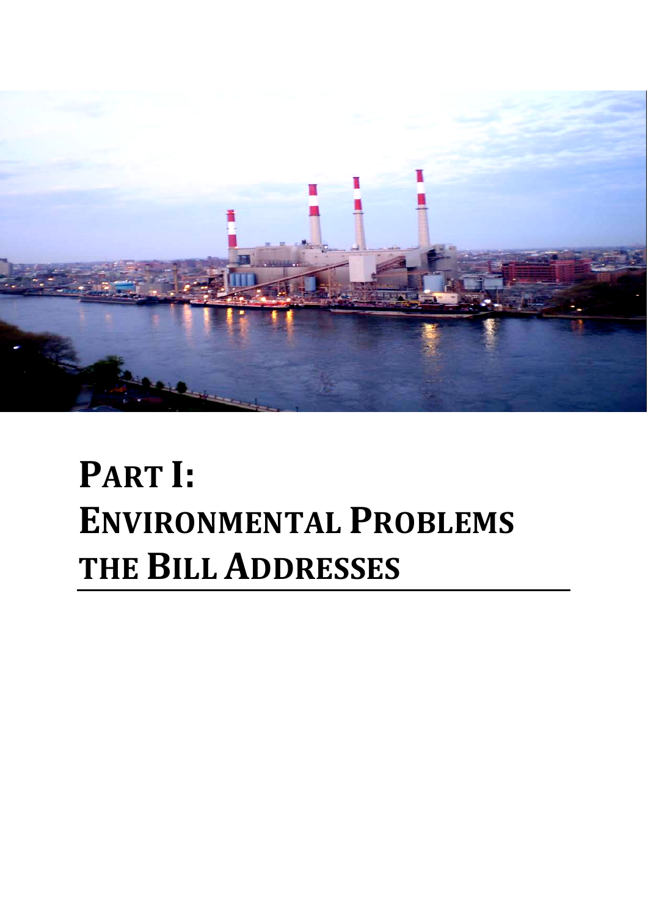# PART I: ENVIRONMENTAL PROBLEMS THE BILL ADDRESSES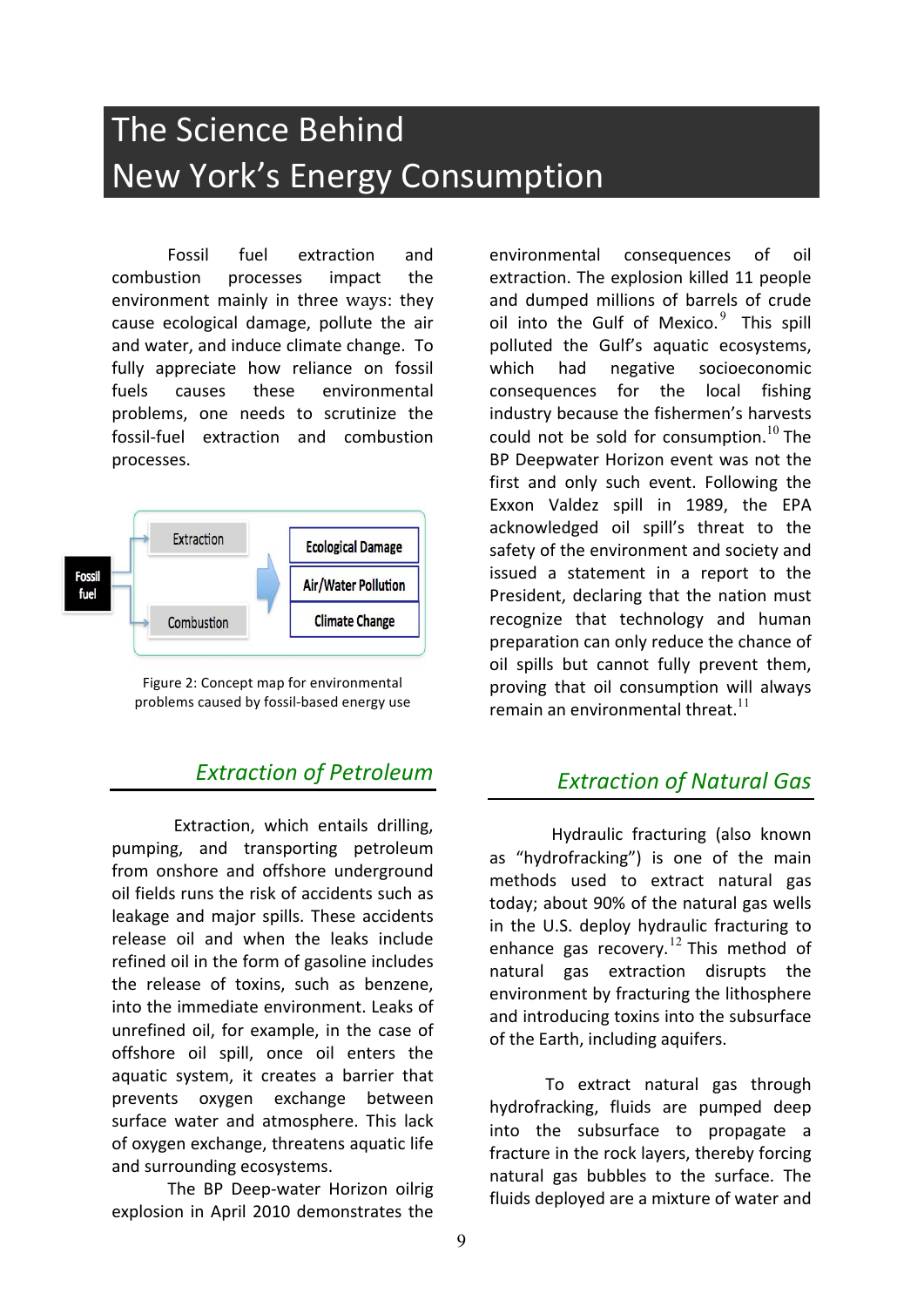# The Science Behind New York's Energy Consumption

Fossil fuel extraction and combustion processes impact the environment mainly in three ways: they cause ecological damage, pollute the air and water, and induce climate change. To fully appreciate how reliance on fossil fuels causes these environmental problems, one needs to scrutinize the fossil-fuel extraction and combustion processes.

Fossil fuel

Extraction

Combustion

Ecological Damage

Air/Water Pollution

Climate Change

Figure 2: Concept map for environmental problems caused by fossil-based energy use

## *Extraction of Petroleum*

Extraction, which entails drilling, pumping, and transporting petroleum from onshore and offshore underground oil fields runs the risk of accidents such as leakage and major spills. These accidents release oil and when the leaks include refined oil in the form of gasoline includes the release of toxins, such as benzene, into the immediate environment. Leaks of unrefined oil, for example, in the case of offshore oil spill, once oil enters the aquatic system, it creates a barrier that prevents oxygen exchange between surface water and atmosphere. This lack of oxygen exchange, threatens aquatic life and surrounding ecosystems.

The BP Deep-water Horizon oilrig explosion in April 2010 demonstrates the environmental consequences of oil extraction. The explosion killed 11 people and dumped millions of barrels of crude oil into the Gulf of Mexico.[9] This spill polluted the Gulf's aquatic ecosystems, which had negative socioeconomic consequences for the local fishing industry because the fishermen's harvests could not be sold for consumption.[10] The BP Deepwater Horizon event was not the first and only such event. Following the Exxon Valdez spill in 1989, the EPA acknowledged oil spill's threat to the safety of the environment and society and issued a statement in a report to the President, declaring that the nation must recognize that technology and human preparation can only reduce the chance of oil spills but cannot fully prevent them, proving that oil consumption will always remain an environmental threat.[11]

## *Extraction of Natural Gas*

Hydraulic fracturing (also known as "hydrofracking") is one of the main methods used to extract natural gas today; about 90% of the natural gas wells in the U.S. deploy hydraulic fracturing to enhance gas recovery.[12] This method of natural gas extraction disrupts the environment by fracturing the lithosphere and introducing toxins into the subsurface of the Earth, including aquifers.

To extract natural gas through hydrofracking, fluids are pumped deep into the subsurface to propagate a fracture in the rock layers, thereby forcing natural gas bubbles to the surface. The fluids deployed are a mixture of water and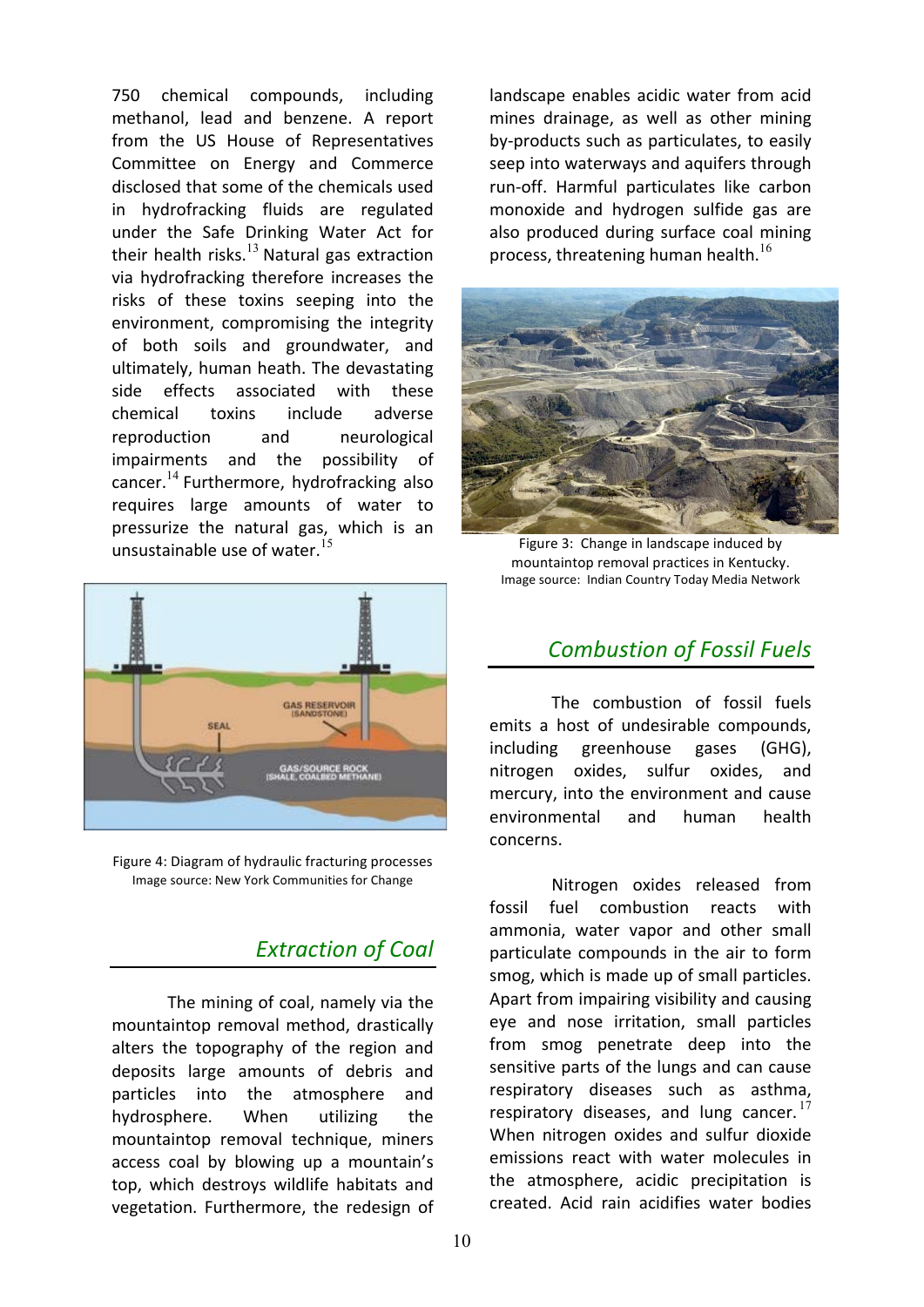750 chemical compounds, including methanol, lead and benzene. A report from the US House of Representatives Committee on Energy and Commerce disclosed that some of the chemicals used in hydrofracking fluids are regulated under the Safe Drinking Water Act for their health risks.[13] Natural gas extraction via hydrofracking therefore increases the risks of these toxins seeping into the environment, compromising the integrity of both soils and groundwater, and ultimately, human heath. The devastating side effects associated with these chemical toxins include adverse reproduction and neurological impairments and the possibility of cancer.[14] Furthermore, hydrofracking also requires large amounts of water to pressurize the natural gas, which is an unsustainable use of water.[15]

SEAL

GAS RESERVOIR (SANDSTONE)

GAS/SOURCE ROCK (SHALE, COALBED METHANE)

Figure 4: Diagram of hydraulic fracturing processes
Image source: New York Communities for Change

## *Extraction of Coal*

The mining of coal, namely via the mountaintop removal method, drastically alters the topography of the region and deposits large amounts of debris and particles into the atmosphere and hydrosphere. When utilizing the mountaintop removal technique, miners access coal by blowing up a mountain's top, which destroys wildlife habitats and vegetation. Furthermore, the redesign of landscape enables acidic water from acid mines drainage, as well as other mining by-products such as particulates, to easily seep into waterways and aquifers through run-off. Harmful particulates like carbon monoxide and hydrogen sulfide gas are also produced during surface coal mining process, threatening human health.[16]

Figure 3: Change in landscape induced by mountaintop removal practices in Kentucky.
Image source: Indian Country Today Media Network

## *Combustion of Fossil Fuels*

The combustion of fossil fuels emits a host of undesirable compounds, including greenhouse gases (GHG), nitrogen oxides, sulfur oxides, and mercury, into the environment and cause environmental and human health concerns.

Nitrogen oxides released from fossil fuel combustion reacts with ammonia, water vapor and other small particulate compounds in the air to form smog, which is made up of small particles. Apart from impairing visibility and causing eye and nose irritation, small particles from smog penetrate deep into the sensitive parts of the lungs and can cause respiratory diseases such as asthma, respiratory diseases, and lung cancer.[17] When nitrogen oxides and sulfur dioxide emissions react with water molecules in the atmosphere, acidic precipitation is created. Acid rain acidifies water bodies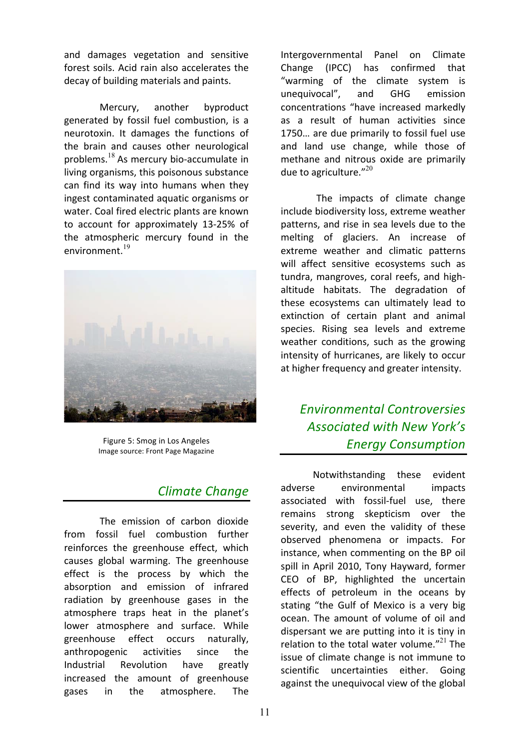and damages vegetation and sensitive forest soils. Acid rain also accelerates the decay of building materials and paints.

Mercury, another byproduct generated by fossil fuel combustion, is a neurotoxin. It damages the functions of the brain and causes other neurological problems.[18] As mercury bio-accumulate in living organisms, this poisonous substance can find its way into humans when they ingest contaminated aquatic organisms or water. Coal fired electric plants are known to account for approximately 13-25% of the atmospheric mercury found in the environment.[19]

Figure 5: Smog in Los Angeles
Image source: Front Page Magazine

## *Climate Change*

The emission of carbon dioxide from fossil fuel combustion further reinforces the greenhouse effect, which causes global warming. The greenhouse effect is the process by which the absorption and emission of infrared radiation by greenhouse gases in the atmosphere traps heat in the planet's lower atmosphere and surface. While greenhouse effect occurs naturally, anthropogenic activities since the Industrial Revolution have greatly increased the amount of greenhouse gases in the atmosphere. The Intergovernmental Panel on Climate Change (IPCC) has confirmed that "warming of the climate system is unequivocal", and GHG emission concentrations "have increased markedly as a result of human activities since 1750… are due primarily to fossil fuel use and land use change, while those of methane and nitrous oxide are primarily due to agriculture."[20]

The impacts of climate change include biodiversity loss, extreme weather patterns, and rise in sea levels due to the melting of glaciers. An increase of extreme weather and climatic patterns will affect sensitive ecosystems such as tundra, mangroves, coral reefs, and high-altitude habitats. The degradation of these ecosystems can ultimately lead to extinction of certain plant and animal species. Rising sea levels and extreme weather conditions, such as the growing intensity of hurricanes, are likely to occur at higher frequency and greater intensity.

## *Environmental Controversies Associated with New York's Energy Consumption*

Notwithstanding these evident adverse environmental impacts associated with fossil-fuel use, there remains strong skepticism over the severity, and even the validity of these observed phenomena or impacts. For instance, when commenting on the BP oil spill in April 2010, Tony Hayward, former CEO of BP, highlighted the uncertain effects of petroleum in the oceans by stating "the Gulf of Mexico is a very big ocean. The amount of volume of oil and dispersant we are putting into it is tiny in relation to the total water volume."[21] The issue of climate change is not immune to scientific uncertainties either. Going against the unequivocal view of the global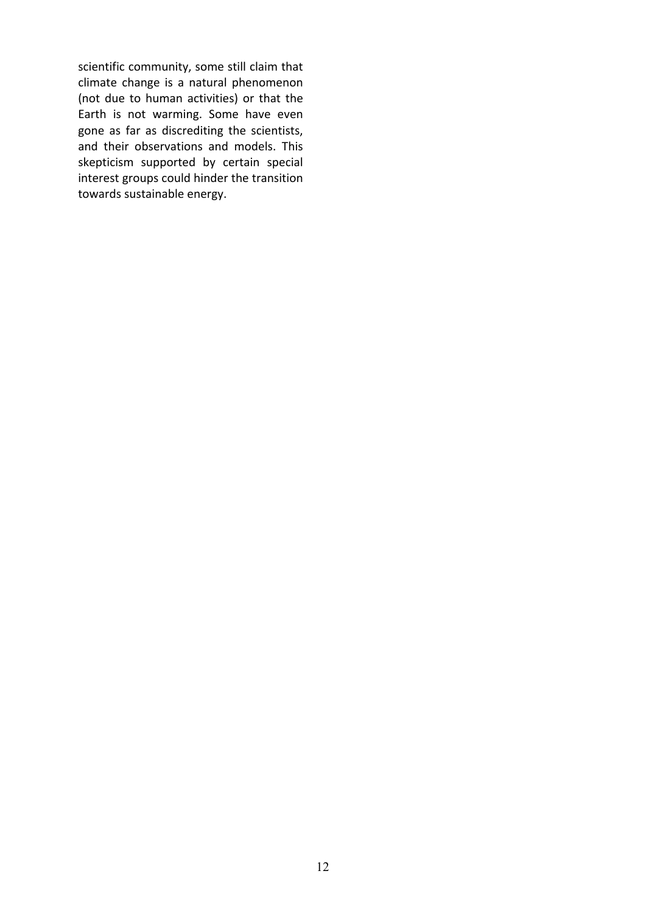scientific community, some still claim that climate change is a natural phenomenon (not due to human activities) or that the Earth is not warming. Some have even gone as far as discrediting the scientists, and their observations and models. This skepticism supported by certain special interest groups could hinder the transition towards sustainable energy.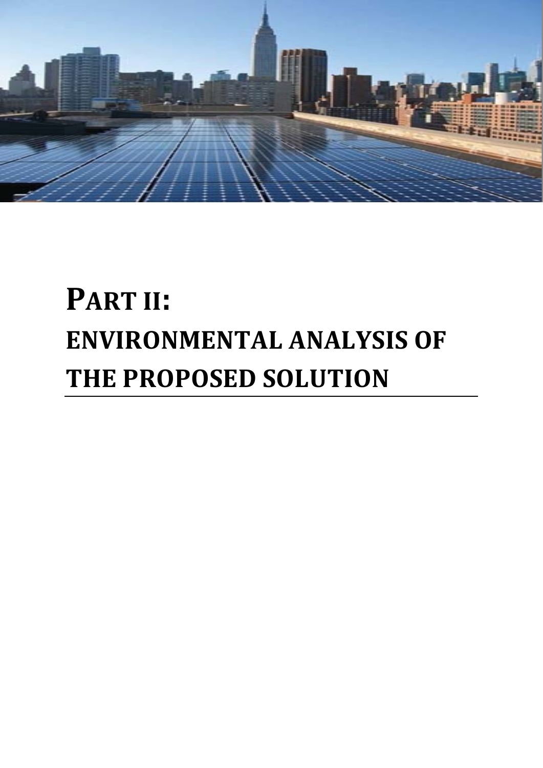# PART II: ENVIRONMENTAL ANALYSIS OF THE PROPOSED SOLUTION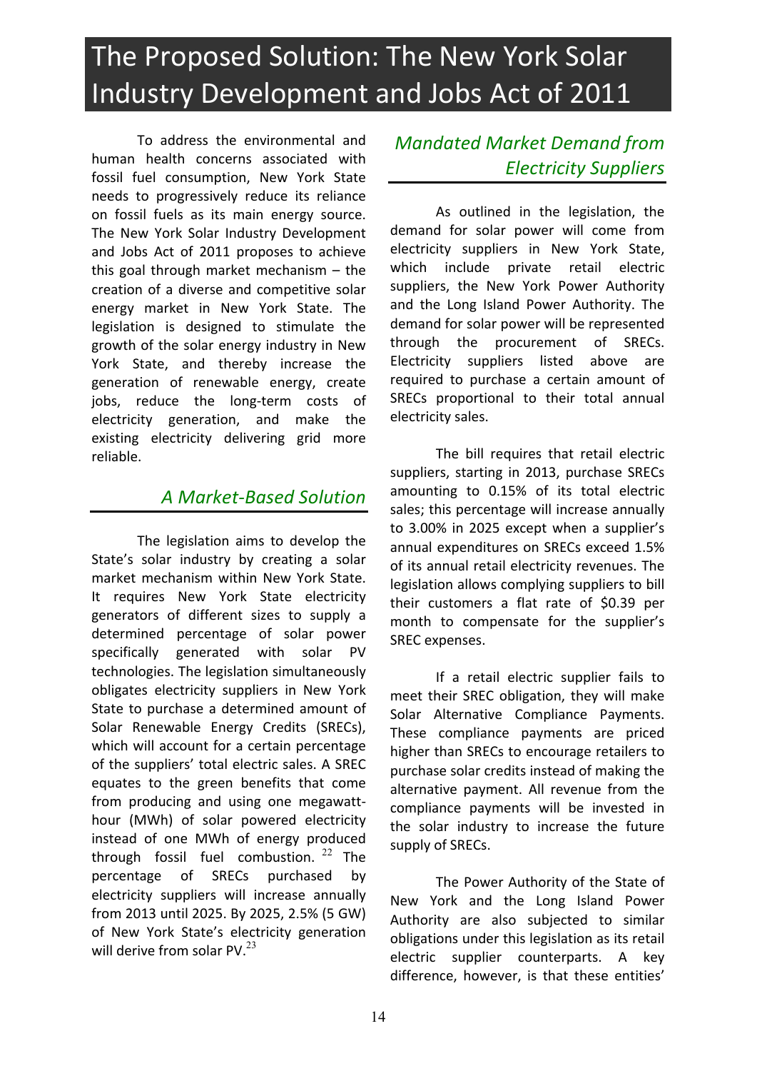# The Proposed Solution: The New York Solar Industry Development and Jobs Act of 2011

To address the environmental and human health concerns associated with fossil fuel consumption, New York State needs to progressively reduce its reliance on fossil fuels as its main energy source. The New York Solar Industry Development and Jobs Act of 2011 proposes to achieve this goal through market mechanism – the creation of a diverse and competitive solar energy market in New York State. The legislation is designed to stimulate the growth of the solar energy industry in New York State, and thereby increase the generation of renewable energy, create jobs, reduce the long-term costs of electricity generation, and make the existing electricity delivering grid more reliable.

## *A Market-Based Solution*

The legislation aims to develop the State's solar industry by creating a solar market mechanism within New York State. It requires New York State electricity generators of different sizes to supply a determined percentage of solar power specifically generated with solar PV technologies. The legislation simultaneously obligates electricity suppliers in New York State to purchase a determined amount of Solar Renewable Energy Credits (SRECs), which will account for a certain percentage of the suppliers' total electric sales. A SREC equates to the green benefits that come from producing and using one megawatt-hour (MWh) of solar powered electricity instead of one MWh of energy produced through fossil fuel combustion. [22] The percentage of SRECs purchased by electricity suppliers will increase annually from 2013 until 2025. By 2025, 2.5% (5 GW) of New York State's electricity generation will derive from solar PV.[23]

## *Mandated Market Demand from Electricity Suppliers*

As outlined in the legislation, the demand for solar power will come from electricity suppliers in New York State, which include private retail electric suppliers, the New York Power Authority and the Long Island Power Authority. The demand for solar power will be represented through the procurement of SRECs. Electricity suppliers listed above are required to purchase a certain amount of SRECs proportional to their total annual electricity sales.

The bill requires that retail electric suppliers, starting in 2013, purchase SRECs amounting to 0.15% of its total electric sales; this percentage will increase annually to 3.00% in 2025 except when a supplier's annual expenditures on SRECs exceed 1.5% of its annual retail electricity revenues. The legislation allows complying suppliers to bill their customers a flat rate of $0.39 per month to compensate for the supplier's SREC expenses.

If a retail electric supplier fails to meet their SREC obligation, they will make Solar Alternative Compliance Payments. These compliance payments are priced higher than SRECs to encourage retailers to purchase solar credits instead of making the alternative payment. All revenue from the compliance payments will be invested in the solar industry to increase the future supply of SRECs.

The Power Authority of the State of New York and the Long Island Power Authority are also subjected to similar obligations under this legislation as its retail electric supplier counterparts. A key difference, however, is that these entities'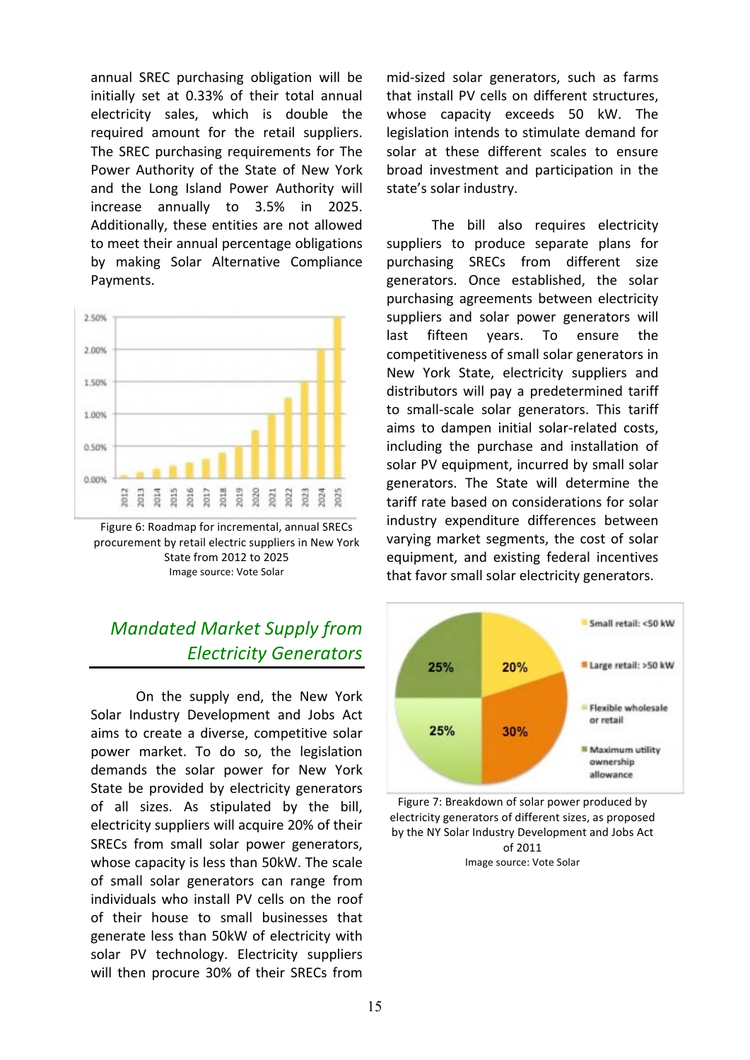annual SREC purchasing obligation will be initially set at 0.33% of their total annual electricity sales, which is double the required amount for the retail suppliers. The SREC purchasing requirements for The Power Authority of the State of New York and the Long Island Power Authority will increase annually to 3.5% in 2025. Additionally, these entities are not allowed to meet their annual percentage obligations by making Solar Alternative Compliance Payments.

2.50%
2.00%
1.50%
1.00%
0.50%
0.00%
2012 2013 2014 2015 2016 2017 2018 2019 2020 2021 2022 2023 2024 2025

Figure 6: Roadmap for incremental, annual SRECs procurement by retail electric suppliers in New York State from 2012 to 2025
Image source: Vote Solar

## *Mandated Market Supply from Electricity Generators*

On the supply end, the New York Solar Industry Development and Jobs Act aims to create a diverse, competitive solar power market. To do so, the legislation demands the solar power for New York State be provided by electricity generators of all sizes. As stipulated by the bill, electricity suppliers will acquire 20% of their SRECs from small solar power generators, whose capacity is less than 50kW. The scale of small solar generators can range from individuals who install PV cells on the roof of their house to small businesses that generate less than 50kW of electricity with solar PV technology. Electricity suppliers will then procure 30% of their SRECs from mid-sized solar generators, such as farms that install PV cells on different structures, whose capacity exceeds 50 kW. The legislation intends to stimulate demand for solar at these different scales to ensure broad investment and participation in the state's solar industry.

The bill also requires electricity suppliers to produce separate plans for purchasing SRECs from different size generators. Once established, the solar purchasing agreements between electricity suppliers and solar power generators will last fifteen years. To ensure the competitiveness of small solar generators in New York State, electricity suppliers and distributors will pay a predetermined tariff to small-scale solar generators. This tariff aims to dampen initial solar-related costs, including the purchase and installation of solar PV equipment, incurred by small solar generators. The State will determine the tariff rate based on considerations for solar industry expenditure differences between varying market segments, the cost of solar equipment, and existing federal incentives that favor small solar electricity generators.

25%
20%
25%
30%
Small retail: <50 kW
Large retail: >50 kW
Flexible wholesale or retail
Maximum utility ownership allowance

Figure 7: Breakdown of solar power produced by electricity generators of different sizes, as proposed by the NY Solar Industry Development and Jobs Act of 2011
Image source: Vote Solar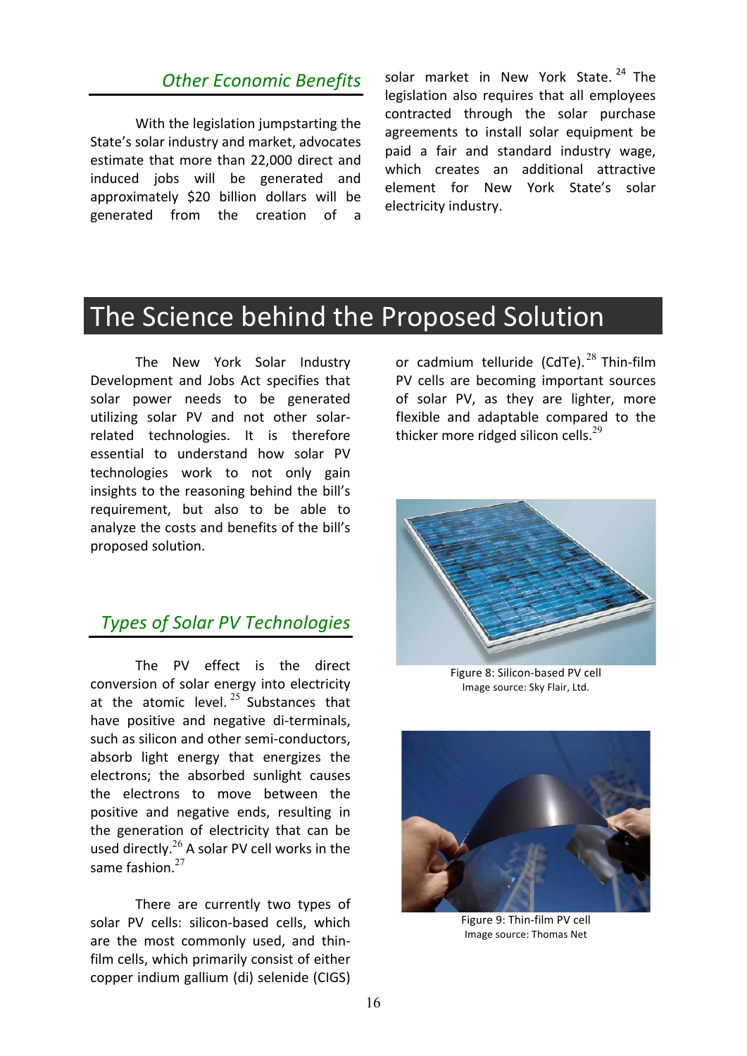### *Other Economic Benefits*

With the legislation jumpstarting the State's solar industry and market, advocates estimate that more than 22,000 direct and induced jobs will be generated and approximately $20 billion dollars will be generated from the creation of a solar market in New York State.[24] The legislation also requires that all employees contracted through the solar purchase agreements to install solar equipment be paid a fair and standard industry wage, which creates an additional attractive element for New York State's solar electricity industry.

# The Science behind the Proposed Solution

The New York Solar Industry Development and Jobs Act specifies that solar power needs to be generated utilizing solar PV and not other solar-related technologies. It is therefore essential to understand how solar PV technologies work to not only gain insights to the reasoning behind the bill's requirement, but also to be able to analyze the costs and benefits of the bill's proposed solution.

### *Types of Solar PV Technologies*

The PV effect is the direct conversion of solar energy into electricity at the atomic level.[25] Substances that have positive and negative di-terminals, such as silicon and other semi-conductors, absorb light energy that energizes the electrons; the absorbed sunlight causes the electrons to move between the positive and negative ends, resulting in the generation of electricity that can be used directly.[26] A solar PV cell works in the same fashion.[27]

There are currently two types of solar PV cells: silicon-based cells, which are the most commonly used, and thin-film cells, which primarily consist of either copper indium gallium (di) selenide (CIGS) or cadmium telluride (CdTe).[28] Thin-film PV cells are becoming important sources of solar PV, as they are lighter, more flexible and adaptable compared to the thicker more ridged silicon cells.[29]

Figure 8: Silicon-based PV cell
Image source: Sky Flair, Ltd.

Figure 9: Thin-film PV cell
Image source: Thomas Net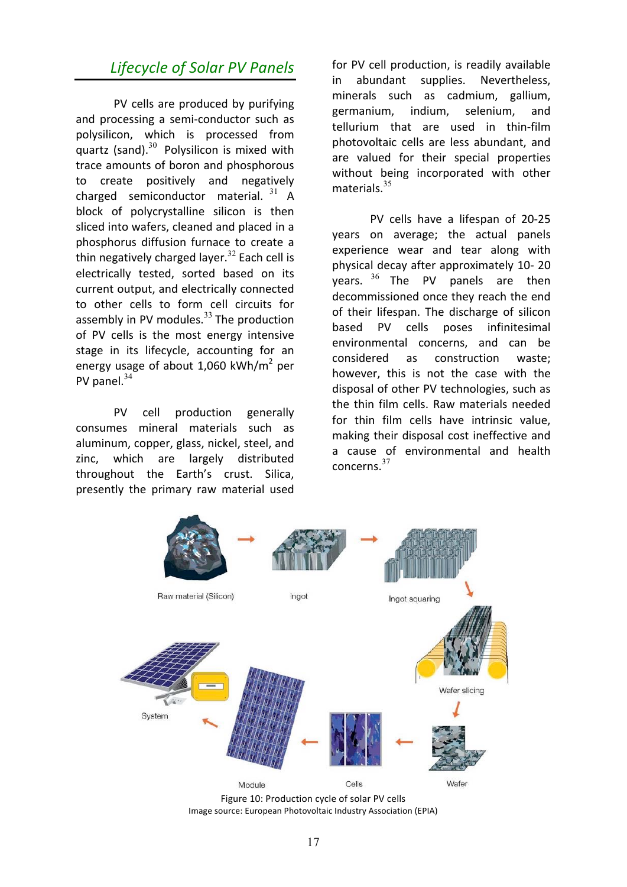## *Lifecycle of Solar PV Panels*

PV cells are produced by purifying and processing a semi-conductor such as polysilicon, which is processed from quartz (sand).[30] Polysilicon is mixed with trace amounts of boron and phosphorous to create positively and negatively charged semiconductor material. [31] A block of polycrystalline silicon is then sliced into wafers, cleaned and placed in a phosphorus diffusion furnace to create a thin negatively charged layer.[32] Each cell is electrically tested, sorted based on its current output, and electrically connected to other cells to form cell circuits for assembly in PV modules.[33] The production of PV cells is the most energy intensive stage in its lifecycle, accounting for an energy usage of about 1,060 kWh/m$^2$ per PV panel.[34]

PV cell production generally consumes mineral materials such as aluminum, copper, glass, nickel, steel, and zinc, which are largely distributed throughout the Earth's crust. Silica, presently the primary raw material used for PV cell production, is readily available in abundant supplies. Nevertheless, minerals such as cadmium, gallium, germanium, indium, selenium, and tellurium that are used in thin-film photovoltaic cells are less abundant, and are valued for their special properties without being incorporated with other materials.[35]

PV cells have a lifespan of 20-25 years on average; the actual panels experience wear and tear along with physical decay after approximately 10- 20 years. [36] The PV panels are then decommissioned once they reach the end of their lifespan. The discharge of silicon based PV cells poses infinitesimal environmental concerns, and can be considered as construction waste; however, this is not the case with the disposal of other PV technologies, such as the thin film cells. Raw materials needed for thin film cells have intrinsic value, making their disposal cost ineffective and a cause of environmental and health concerns.[37]

Raw material (Silicon)
Ingot
Ingot squaring
Wafer slicing
Wafer
Cells
Module
System

Figure 10: Production cycle of solar PV cells
Image source: European Photovoltaic Industry Association (EPIA)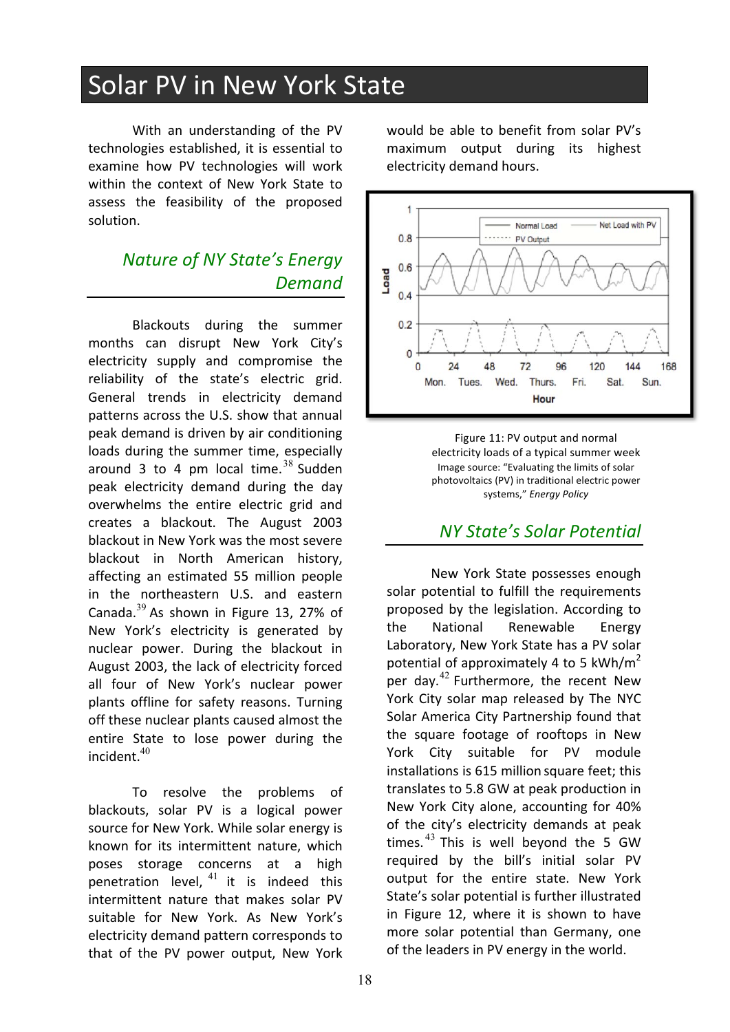# Solar PV in New York State

With an understanding of the PV technologies established, it is essential to examine how PV technologies will work within the context of New York State to assess the feasibility of the proposed solution.

## Nature of NY State's Energy Demand

Blackouts during the summer months can disrupt New York City's electricity supply and compromise the reliability of the state's electric grid. General trends in electricity demand patterns across the U.S. show that annual peak demand is driven by air conditioning loads during the summer time, especially around 3 to 4 pm local time.[38] Sudden peak electricity demand during the day overwhelms the entire electric grid and creates a blackout. The August 2003 blackout in New York was the most severe blackout in North American history, affecting an estimated 55 million people in the northeastern U.S. and eastern Canada.[39] As shown in Figure 13, 27% of New York's electricity is generated by nuclear power. During the blackout in August 2003, the lack of electricity forced all four of New York's nuclear power plants offline for safety reasons. Turning off these nuclear plants caused almost the entire State to lose power during the incident.[40]

To resolve the problems of blackouts, solar PV is a logical power source for New York. While solar energy is known for its intermittent nature, which poses storage concerns at a high penetration level, [41] it is indeed this intermittent nature that makes solar PV suitable for New York. As New York's electricity demand pattern corresponds to that of the PV power output, New York would be able to benefit from solar PV's maximum output during its highest electricity demand hours.

Load
1
0.8
0.6
0.4
0.2
0
Normal Load
Net Load with PV
PV Output
0 24 48 72 96 120 144 168
Mon. Tues. Wed. Thurs. Fri. Sat. Sun.
Hour

Figure 11: PV output and normal electricity loads of a typical summer week
Image source: "Evaluating the limits of solar photovoltaics (PV) in traditional electric power systems," *Energy Policy*

## NY State's Solar Potential

New York State possesses enough solar potential to fulfill the requirements proposed by the legislation. According to the National Renewable Energy Laboratory, New York State has a PV solar potential of approximately 4 to 5 kWh/m$^2$ per day.[42] Furthermore, the recent New York City solar map released by The NYC Solar America City Partnership found that the square footage of rooftops in New York City suitable for PV module installations is 615 million square feet; this translates to 5.8 GW at peak production in New York City alone, accounting for 40% of the city's electricity demands at peak times.[43] This is well beyond the 5 GW required by the bill's initial solar PV output for the entire state. New York State's solar potential is further illustrated in Figure 12, where it is shown to have more solar potential than Germany, one of the leaders in PV energy in the world.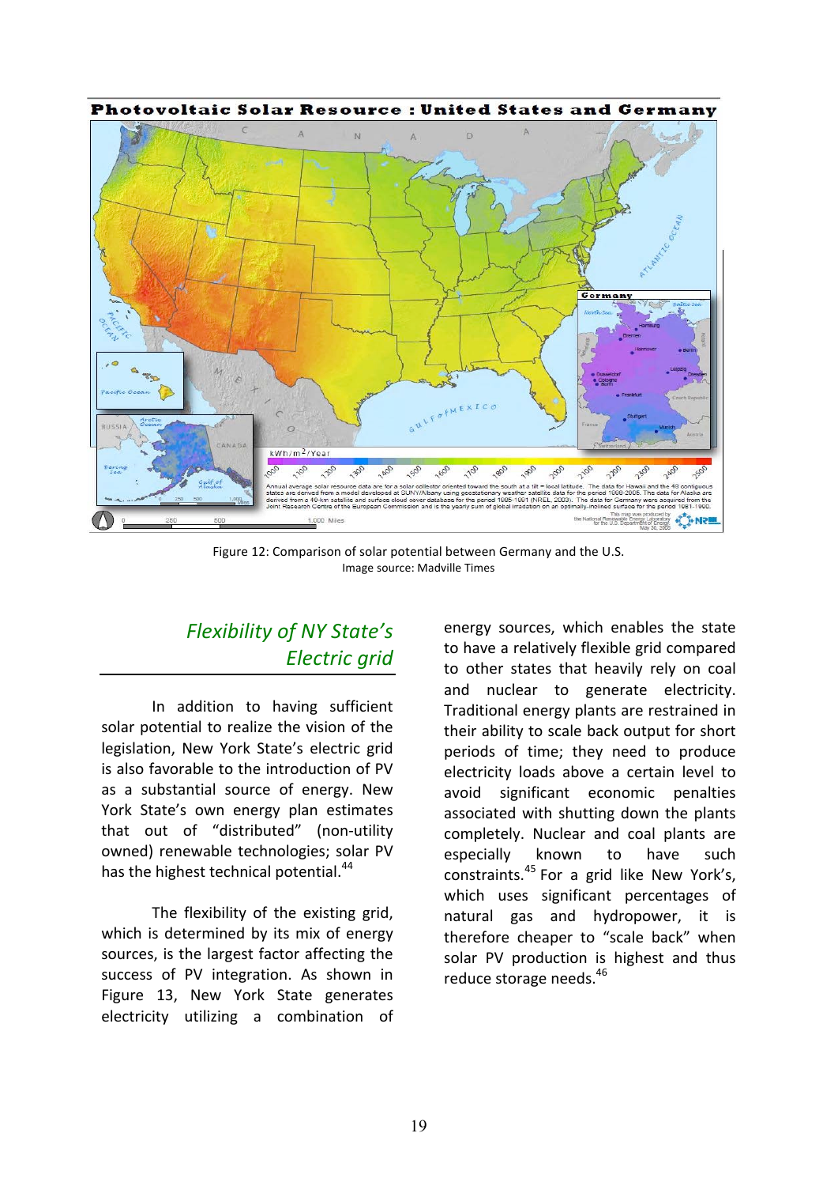Photovoltaic Solar Resource : United States and Germany

kWh/m²/Year

1000 1100 1200 1300 1400 1500 1600 1700 1800 1900 2000 2100 2200 2300 2400 2500

Annual average solar resource data are for a solar collector oriented toward the south at a tilt = local latitude. The data for Hawaii and the 48 contiguous states are derived from a model developed at SUNY/Albany using geostationary weather satellite data for the period 1998-2005. The data for Alaska are derived from a 40-km satellite and surface cloud cover database for the period 1985-1991 (NREL, 2003). The data for Germany were acquired from the Joint Research Centre of the European Commission and is the yearly sum of global irradiation on an optimally-inclined surface for the period 1981-1990.

Figure 12: Comparison of solar potential between Germany and the U.S.
Image source: Madville Times

## *Flexibility of NY State's Electric grid*

In addition to having sufficient solar potential to realize the vision of the legislation, New York State's electric grid is also favorable to the introduction of PV as a substantial source of energy. New York State's own energy plan estimates that out of "distributed" (non-utility owned) renewable technologies; solar PV has the highest technical potential.[44]

The flexibility of the existing grid, which is determined by its mix of energy sources, is the largest factor affecting the success of PV integration. As shown in Figure 13, New York State generates electricity utilizing a combination of energy sources, which enables the state to have a relatively flexible grid compared to other states that heavily rely on coal and nuclear to generate electricity. Traditional energy plants are restrained in their ability to scale back output for short periods of time; they need to produce electricity loads above a certain level to avoid significant economic penalties associated with shutting down the plants completely. Nuclear and coal plants are especially known to have such constraints.[45] For a grid like New York's, which uses significant percentages of natural gas and hydropower, it is therefore cheaper to "scale back" when solar PV production is highest and thus reduce storage needs.[46]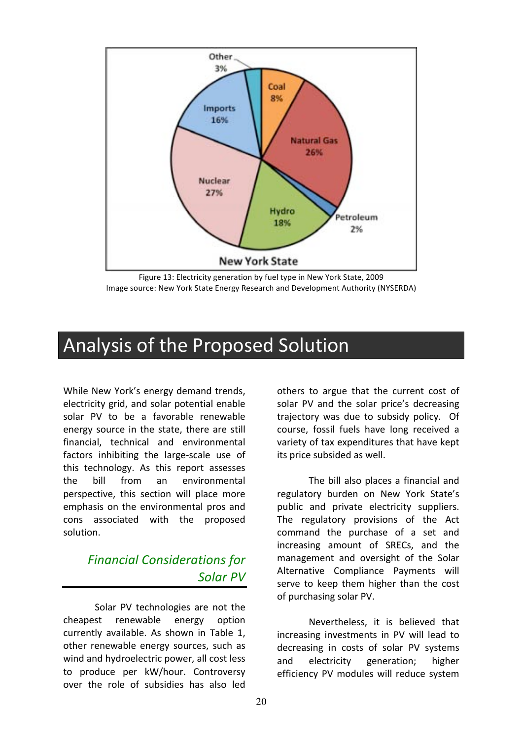Other 3%

Coal 8%

Imports 16%

Natural Gas 26%

Nuclear 27%

Hydro 18%

Petroleum 2%

New York State

Figure 13: Electricity generation by fuel type in New York State, 2009
Image source: New York State Energy Research and Development Authority (NYSERDA)

# Analysis of the Proposed Solution

While New York's energy demand trends, electricity grid, and solar potential enable solar PV to be a favorable renewable energy source in the state, there are still financial, technical and environmental factors inhibiting the large-scale use of this technology. As this report assesses the bill from an environmental perspective, this section will place more emphasis on the environmental pros and cons associated with the proposed solution.

## *Financial Considerations for Solar PV*

Solar PV technologies are not the cheapest renewable energy option currently available. As shown in Table 1, other renewable energy sources, such as wind and hydroelectric power, all cost less to produce per kW/hour. Controversy over the role of subsidies has also led others to argue that the current cost of solar PV and the solar price's decreasing trajectory was due to subsidy policy. Of course, fossil fuels have long received a variety of tax expenditures that have kept its price subsided as well.

The bill also places a financial and regulatory burden on New York State's public and private electricity suppliers. The regulatory provisions of the Act command the purchase of a set and increasing amount of SRECs, and the management and oversight of the Solar Alternative Compliance Payments will serve to keep them higher than the cost of purchasing solar PV.

Nevertheless, it is believed that increasing investments in PV will lead to decreasing in costs of solar PV systems and electricity generation; higher efficiency PV modules will reduce system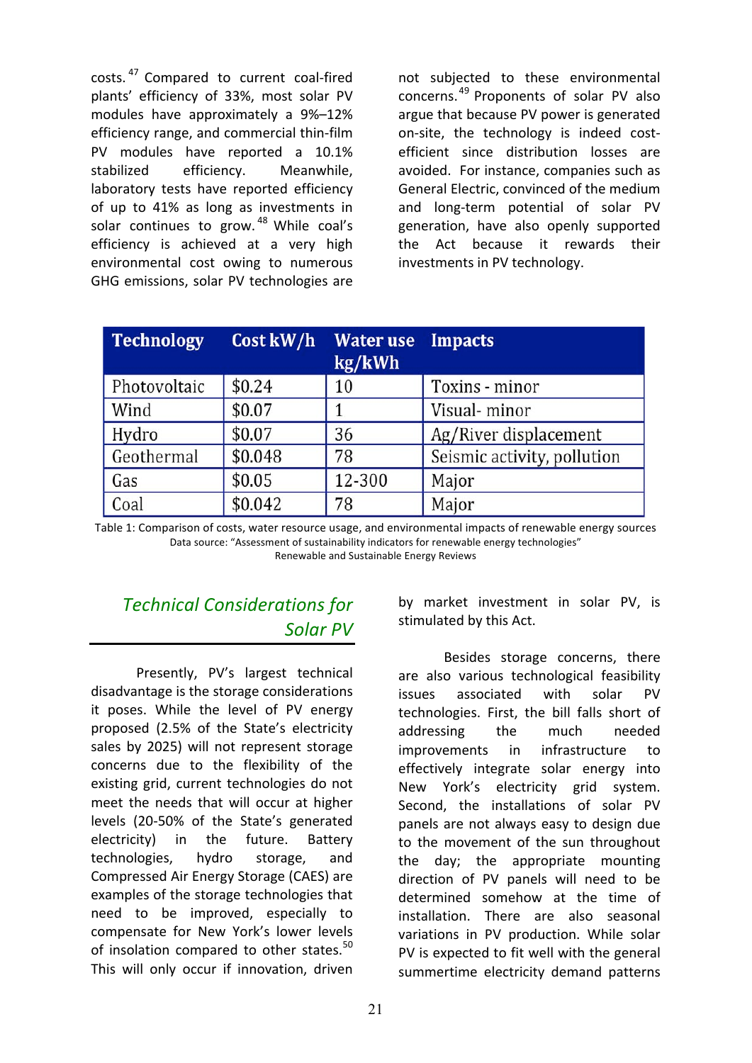costs.[47] Compared to current coal-fired plants' efficiency of 33%, most solar PV modules have approximately a 9%–12% efficiency range, and commercial thin-film PV modules have reported a 10.1% stabilized efficiency. Meanwhile, laboratory tests have reported efficiency of up to 41% as long as investments in solar continues to grow.[48] While coal's efficiency is achieved at a very high environmental cost owing to numerous GHG emissions, solar PV technologies are not subjected to these environmental concerns.[49] Proponents of solar PV also argue that because PV power is generated on-site, the technology is indeed cost-efficient since distribution losses are avoided. For instance, companies such as General Electric, convinced of the medium and long-term potential of solar PV generation, have also openly supported the Act because it rewards their investments in PV technology.

| Technology | Cost kW/h | Water use kg/kWh | Impacts |
|---|---|---|---|
| Photovoltaic | $0.24 | 10 | Toxins - minor |
| Wind | $0.07 | 1 | Visual- minor |
| Hydro | $0.07 | 36 | Ag/River displacement |
| Geothermal | $0.048 | 78 | Seismic activity, pollution |
| Gas | $0.05 | 12-300 | Major |
| Coal | $0.042 | 78 | Major |

Table 1: Comparison of costs, water resource usage, and environmental impacts of renewable energy sources
Data source: "Assessment of sustainability indicators for renewable energy technologies"
Renewable and Sustainable Energy Reviews

## *Technical Considerations for Solar PV*

Presently, PV's largest technical disadvantage is the storage considerations it poses. While the level of PV energy proposed (2.5% of the State's electricity sales by 2025) will not represent storage concerns due to the flexibility of the existing grid, current technologies do not meet the needs that will occur at higher levels (20-50% of the State's generated electricity) in the future. Battery technologies, hydro storage, and Compressed Air Energy Storage (CAES) are examples of the storage technologies that need to be improved, especially to compensate for New York's lower levels of insolation compared to other states.[50] This will only occur if innovation, driven by market investment in solar PV, is stimulated by this Act.

Besides storage concerns, there are also various technological feasibility issues associated with solar PV technologies. First, the bill falls short of addressing the much needed improvements in infrastructure to effectively integrate solar energy into New York's electricity grid system. Second, the installations of solar PV panels are not always easy to design due to the movement of the sun throughout the day; the appropriate mounting direction of PV panels will need to be determined somehow at the time of installation. There are also seasonal variations in PV production. While solar PV is expected to fit well with the general summertime electricity demand patterns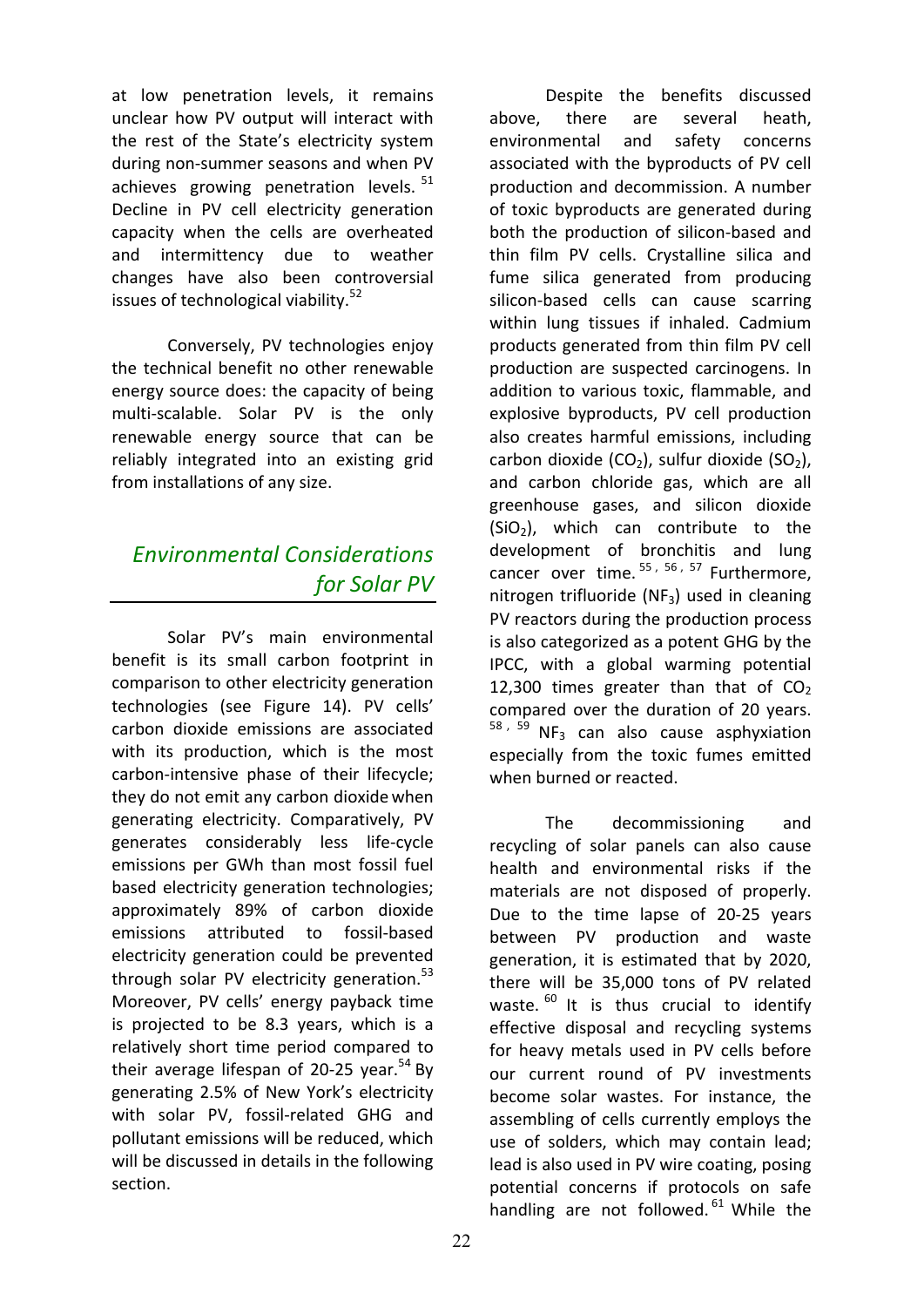at low penetration levels, it remains unclear how PV output will interact with the rest of the State's electricity system during non-summer seasons and when PV achieves growing penetration levels. [51] Decline in PV cell electricity generation capacity when the cells are overheated and intermittency due to weather changes have also been controversial issues of technological viability.[52]

Conversely, PV technologies enjoy the technical benefit no other renewable energy source does: the capacity of being multi-scalable. Solar PV is the only renewable energy source that can be reliably integrated into an existing grid from installations of any size.

## *Environmental Considerations for Solar PV*

Solar PV's main environmental benefit is its small carbon footprint in comparison to other electricity generation technologies (see Figure 14). PV cells' carbon dioxide emissions are associated with its production, which is the most carbon-intensive phase of their lifecycle; they do not emit any carbon dioxide when generating electricity. Comparatively, PV generates considerably less life-cycle emissions per GWh than most fossil fuel based electricity generation technologies; approximately 89% of carbon dioxide emissions attributed to fossil-based electricity generation could be prevented through solar PV electricity generation.[53] Moreover, PV cells' energy payback time is projected to be 8.3 years, which is a relatively short time period compared to their average lifespan of 20-25 year.[54] By generating 2.5% of New York's electricity with solar PV, fossil-related GHG and pollutant emissions will be reduced, which will be discussed in details in the following section.

Despite the benefits discussed above, there are several heath, environmental and safety concerns associated with the byproducts of PV cell production and decommission. A number of toxic byproducts are generated during both the production of silicon-based and thin film PV cells. Crystalline silica and fume silica generated from producing silicon-based cells can cause scarring within lung tissues if inhaled. Cadmium products generated from thin film PV cell production are suspected carcinogens. In addition to various toxic, flammable, and explosive byproducts, PV cell production also creates harmful emissions, including carbon dioxide ($CO_2$), sulfur dioxide ($SO_2$), and carbon chloride gas, which are all greenhouse gases, and silicon dioxide ($SiO_2$), which can contribute to the development of bronchitis and lung cancer over time. [55, 56, 57] Furthermore, nitrogen trifluoride ($NF_3$) used in cleaning PV reactors during the production process is also categorized as a potent GHG by the IPCC, with a global warming potential 12,300 times greater than that of $CO_2$ compared over the duration of 20 years. [58, 59] $NF_3$ can also cause asphyxiation especially from the toxic fumes emitted when burned or reacted.

The decommissioning and recycling of solar panels can also cause health and environmental risks if the materials are not disposed of properly. Due to the time lapse of 20-25 years between PV production and waste generation, it is estimated that by 2020, there will be 35,000 tons of PV related waste. [60] It is thus crucial to identify effective disposal and recycling systems for heavy metals used in PV cells before our current round of PV investments become solar wastes. For instance, the assembling of cells currently employs the use of solders, which may contain lead; lead is also used in PV wire coating, posing potential concerns if protocols on safe handling are not followed. [61] While the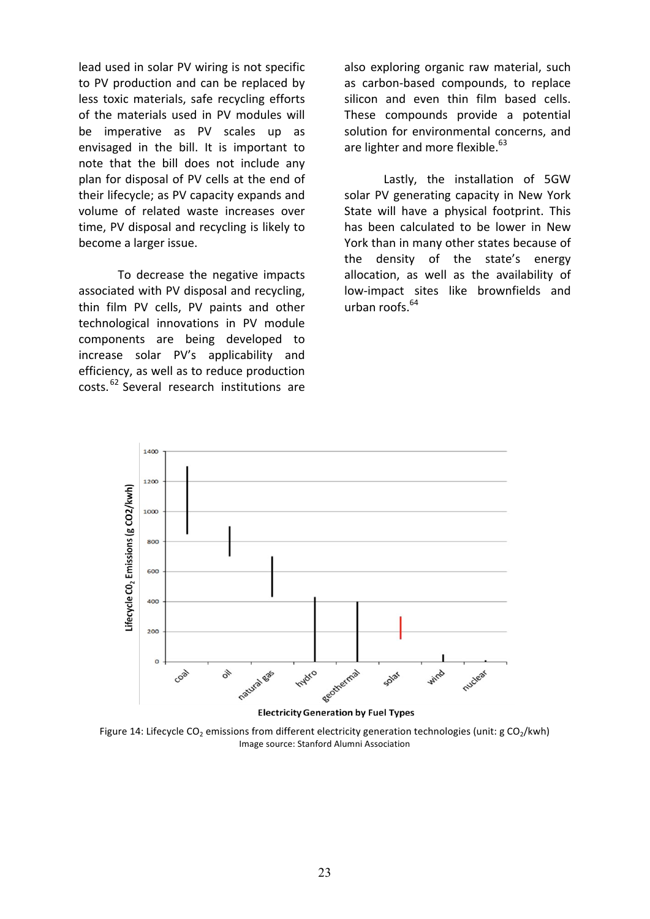lead used in solar PV wiring is not specific to PV production and can be replaced by less toxic materials, safe recycling efforts of the materials used in PV modules will be imperative as PV scales up as envisaged in the bill. It is important to note that the bill does not include any plan for disposal of PV cells at the end of their lifecycle; as PV capacity expands and volume of related waste increases over time, PV disposal and recycling is likely to become a larger issue.

To decrease the negative impacts associated with PV disposal and recycling, thin film PV cells, PV paints and other technological innovations in PV module components are being developed to increase solar PV's applicability and efficiency, as well as to reduce production costs.[62] Several research institutions are also exploring organic raw material, such as carbon-based compounds, to replace silicon and even thin film based cells. These compounds provide a potential solution for environmental concerns, and are lighter and more flexible.[63]

Lastly, the installation of 5GW solar PV generating capacity in New York State will have a physical footprint. This has been calculated to be lower in New York than in many other states because of the density of the state's energy allocation, as well as the availability of low-impact sites like brownfields and urban roofs.[64]

Figure 14: Lifecycle $CO_2$ emissions from different electricity generation technologies (unit: g $CO_2$/kwh)
Image source: Stanford Alumni Association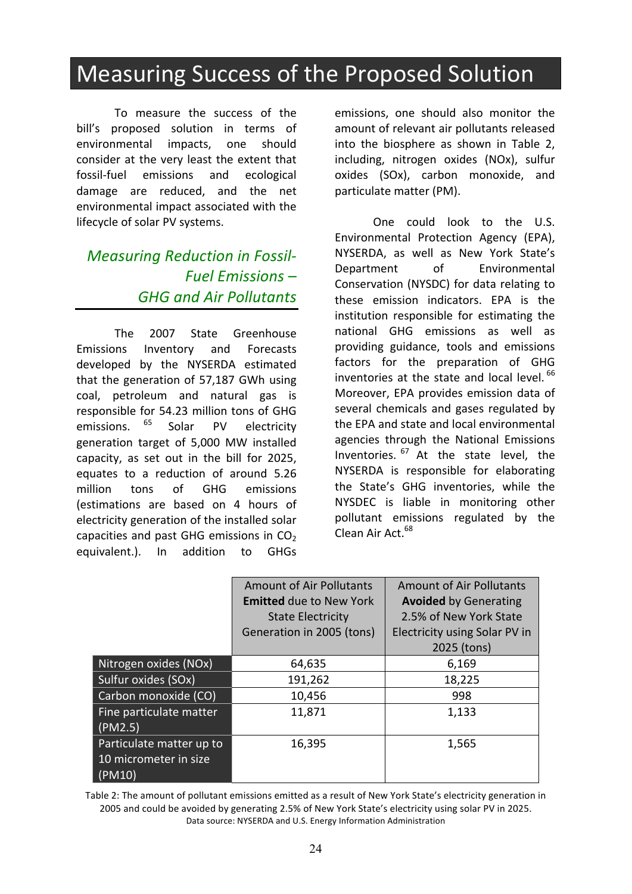# Measuring Success of the Proposed Solution

To measure the success of the bill's proposed solution in terms of environmental impacts, one should consider at the very least the extent that fossil-fuel emissions and ecological damage are reduced, and the net environmental impact associated with the lifecycle of solar PV systems.

## *Measuring Reduction in Fossil-Fuel Emissions – GHG and Air Pollutants*

The 2007 State Greenhouse Emissions Inventory and Forecasts developed by the NYSERDA estimated that the generation of 57,187 GWh using coal, petroleum and natural gas is responsible for 54.23 million tons of GHG emissions. [65] Solar PV electricity generation target of 5,000 MW installed capacity, as set out in the bill for 2025, equates to a reduction of around 5.26 million tons of GHG emissions (estimations are based on 4 hours of electricity generation of the installed solar capacities and past GHG emissions in $CO_2$ equivalent.). In addition to GHGs emissions, one should also monitor the amount of relevant air pollutants released into the biosphere as shown in Table 2, including, nitrogen oxides (NOx), sulfur oxides (SOx), carbon monoxide, and particulate matter (PM).

One could look to the U.S. Environmental Protection Agency (EPA), NYSERDA, as well as New York State's Department of Environmental Conservation (NYSDC) for data relating to these emission indicators. EPA is the institution responsible for estimating the national GHG emissions as well as providing guidance, tools and emissions factors for the preparation of GHG inventories at the state and local level. [66] Moreover, EPA provides emission data of several chemicals and gases regulated by the EPA and state and local environmental agencies through the National Emissions Inventories. [67] At the state level, the NYSERDA is responsible for elaborating the State's GHG inventories, while the NYSDEC is liable in monitoring other pollutant emissions regulated by the Clean Air Act.[68]

| | Amount of Air Pollutants **Emitted** due to New York State Electricity Generation in 2005 (tons) | Amount of Air Pollutants **Avoided** by Generating 2.5% of New York State Electricity using Solar PV in 2025 (tons) |
|---|---|---|
| Nitrogen oxides (NOx) | 64,635 | 6,169 |
| Sulfur oxides (SOx) | 191,262 | 18,225 |
| Carbon monoxide (CO) | 10,456 | 998 |
| Fine particulate matter (PM2.5) | 11,871 | 1,133 |
| Particulate matter up to 10 micrometer in size (PM10) | 16,395 | 1,565 |

Table 2: The amount of pollutant emissions emitted as a result of New York State's electricity generation in 2005 and could be avoided by generating 2.5% of New York State's electricity using solar PV in 2025.
Data source: NYSERDA and U.S. Energy Information Administration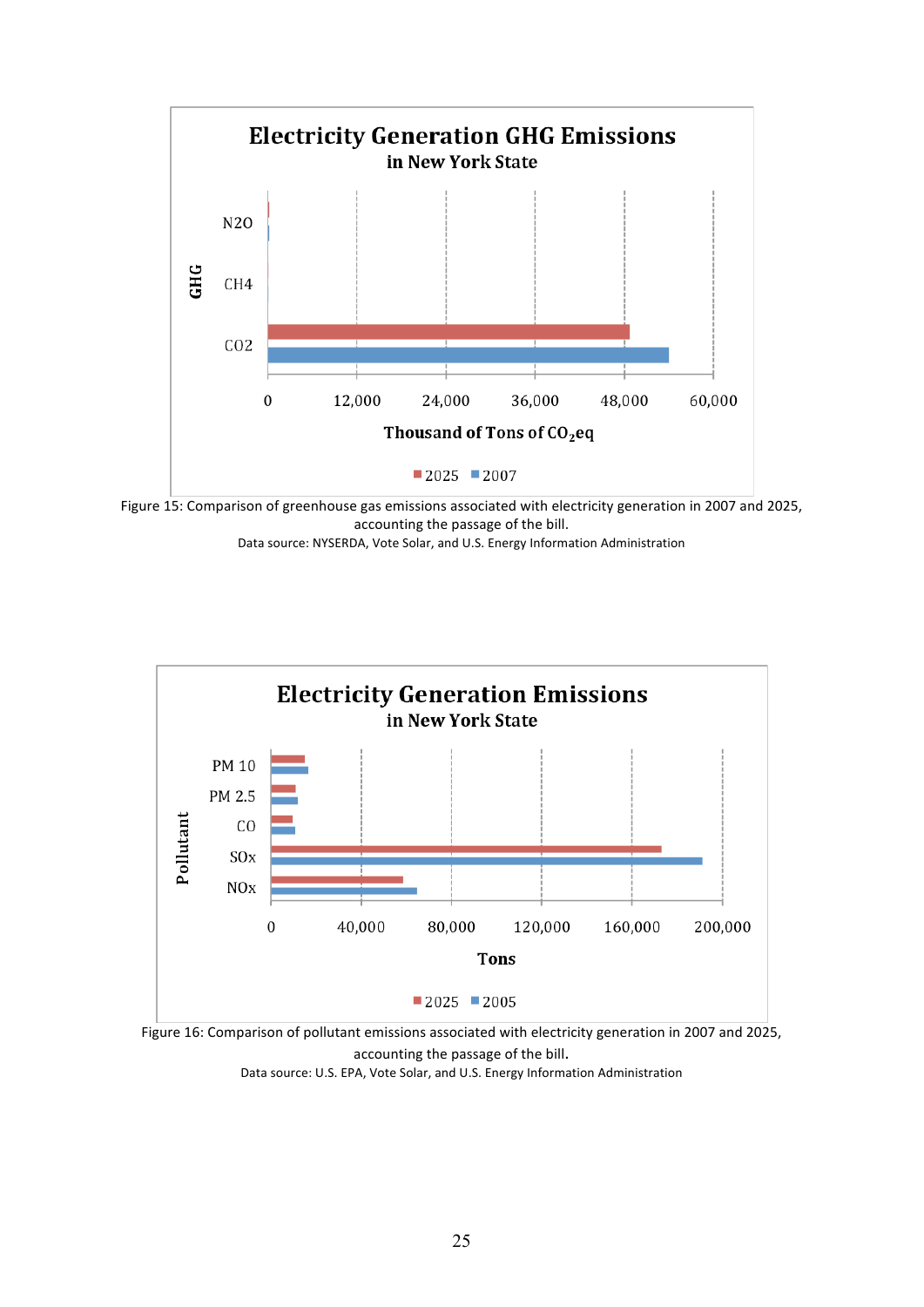Electricity Generation GHG Emissions

in New York State

GHG

N2O

CH4

CO2

0 12,000 24,000 36,000 48,000 60,000

Thousand of Tons of $CO_2$eq

2025 2007

Figure 15: Comparison of greenhouse gas emissions associated with electricity generation in 2007 and 2025, accounting the passage of the bill.

Data source: NYSERDA, Vote Solar, and U.S. Energy Information Administration

Electricity Generation Emissions

in New York State

Pollutant

PM 10

PM 2.5

CO

SOx

NOx

0 40,000 80,000 120,000 160,000 200,000

Tons

2025 2005

Figure 16: Comparison of pollutant emissions associated with electricity generation in 2007 and 2025, accounting the passage of the bill.

Data source: U.S. EPA, Vote Solar, and U.S. Energy Information Administration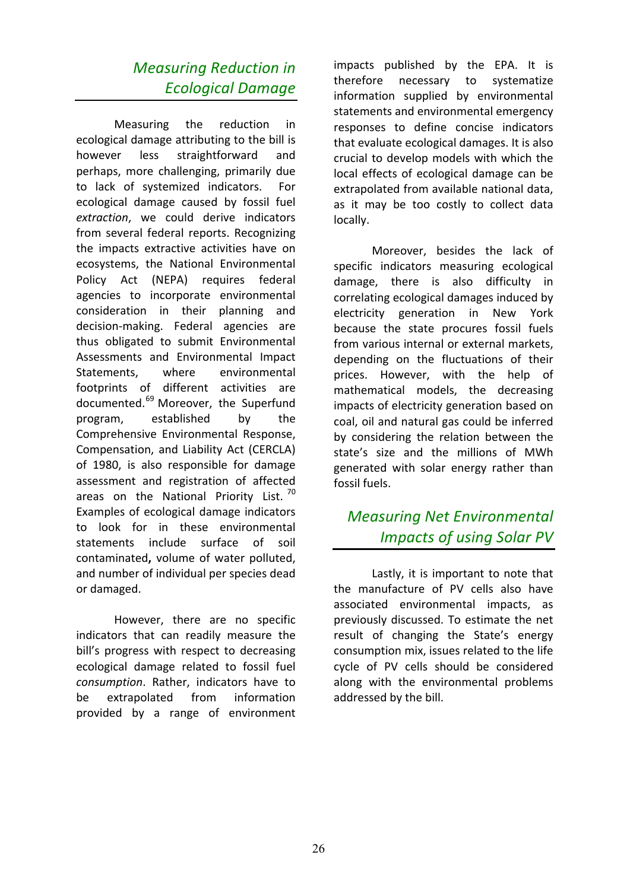## Measuring Reduction in Ecological Damage

Measuring the reduction in ecological damage attributing to the bill is however less straightforward and perhaps, more challenging, primarily due to lack of systemized indicators. For ecological damage caused by fossil fuel *extraction*, we could derive indicators from several federal reports. Recognizing the impacts extractive activities have on ecosystems, the National Environmental Policy Act (NEPA) requires federal agencies to incorporate environmental consideration in their planning and decision-making. Federal agencies are thus obligated to submit Environmental Assessments and Environmental Impact Statements, where environmental footprints of different activities are documented.[69] Moreover, the Superfund program, established by the Comprehensive Environmental Response, Compensation, and Liability Act (CERCLA) of 1980, is also responsible for damage assessment and registration of affected areas on the National Priority List. [70] Examples of ecological damage indicators to look for in these environmental statements include surface of soil contaminated**,** volume of water polluted, and number of individual per species dead or damaged.

However, there are no specific indicators that can readily measure the bill's progress with respect to decreasing ecological damage related to fossil fuel *consumption*. Rather, indicators have to be extrapolated from information provided by a range of environment impacts published by the EPA. It is therefore necessary to systematize information supplied by environmental statements and environmental emergency responses to define concise indicators that evaluate ecological damages. It is also crucial to develop models with which the local effects of ecological damage can be extrapolated from available national data, as it may be too costly to collect data locally.

Moreover, besides the lack of specific indicators measuring ecological damage, there is also difficulty in correlating ecological damages induced by electricity generation in New York because the state procures fossil fuels from various internal or external markets, depending on the fluctuations of their prices. However, with the help of mathematical models, the decreasing impacts of electricity generation based on coal, oil and natural gas could be inferred by considering the relation between the state's size and the millions of MWh generated with solar energy rather than fossil fuels.

## Measuring Net Environmental Impacts of using Solar PV

Lastly, it is important to note that the manufacture of PV cells also have associated environmental impacts, as previously discussed. To estimate the net result of changing the State's energy consumption mix, issues related to the life cycle of PV cells should be considered along with the environmental problems addressed by the bill.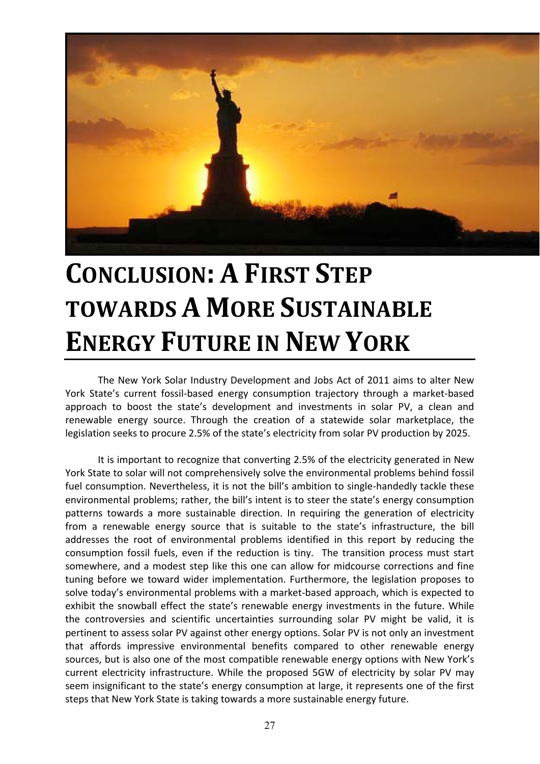# Conclusion: A First Step towards A More Sustainable Energy Future in New York

The New York Solar Industry Development and Jobs Act of 2011 aims to alter New York State's current fossil-based energy consumption trajectory through a market-based approach to boost the state's development and investments in solar PV, a clean and renewable energy source. Through the creation of a statewide solar marketplace, the legislation seeks to procure 2.5% of the state's electricity from solar PV production by 2025.

It is important to recognize that converting 2.5% of the electricity generated in New York State to solar will not comprehensively solve the environmental problems behind fossil fuel consumption. Nevertheless, it is not the bill's ambition to single-handedly tackle these environmental problems; rather, the bill's intent is to steer the state's energy consumption patterns towards a more sustainable direction. In requiring the generation of electricity from a renewable energy source that is suitable to the state's infrastructure, the bill addresses the root of environmental problems identified in this report by reducing the consumption fossil fuels, even if the reduction is tiny. The transition process must start somewhere, and a modest step like this one can allow for midcourse corrections and fine tuning before we toward wider implementation. Furthermore, the legislation proposes to solve today's environmental problems with a market-based approach, which is expected to exhibit the snowball effect the state's renewable energy investments in the future. While the controversies and scientific uncertainties surrounding solar PV might be valid, it is pertinent to assess solar PV against other energy options. Solar PV is not only an investment that affords impressive environmental benefits compared to other renewable energy sources, but is also one of the most compatible renewable energy options with New York's current electricity infrastructure. While the proposed 5GW of electricity by solar PV may seem insignificant to the state's energy consumption at large, it represents one of the first steps that New York State is taking towards a more sustainable energy future.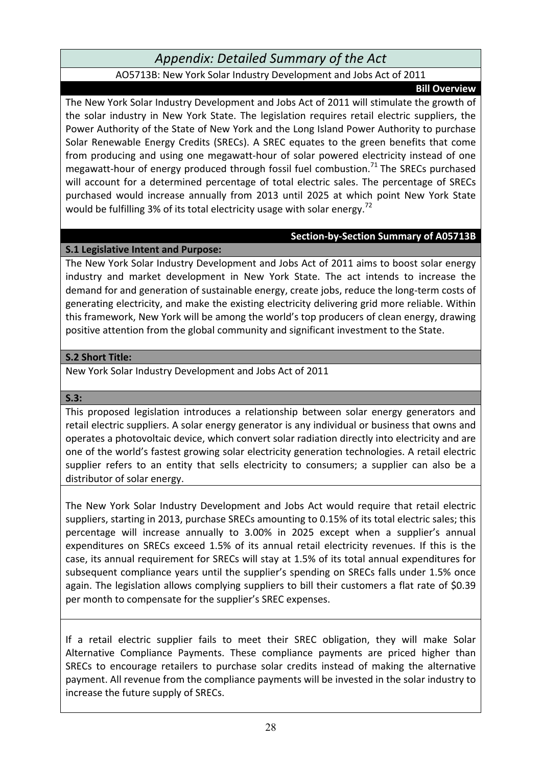# *Appendix: Detailed Summary of the Act*

AO5713B: New York Solar Industry Development and Jobs Act of 2011

## Bill Overview

The New York Solar Industry Development and Jobs Act of 2011 will stimulate the growth of the solar industry in New York State. The legislation requires retail electric suppliers, the Power Authority of the State of New York and the Long Island Power Authority to purchase Solar Renewable Energy Credits (SRECs). A SREC equates to the green benefits that come from producing and using one megawatt-hour of solar powered electricity instead of one megawatt-hour of energy produced through fossil fuel combustion.[71] The SRECs purchased will account for a determined percentage of total electric sales. The percentage of SRECs purchased would increase annually from 2013 until 2025 at which point New York State would be fulfilling 3% of its total electricity usage with solar energy.[72]

## Section-by-Section Summary of A05713B

### S.1 Legislative Intent and Purpose:

The New York Solar Industry Development and Jobs Act of 2011 aims to boost solar energy industry and market development in New York State. The act intends to increase the demand for and generation of sustainable energy, create jobs, reduce the long-term costs of generating electricity, and make the existing electricity delivering grid more reliable. Within this framework, New York will be among the world's top producers of clean energy, drawing positive attention from the global community and significant investment to the State.

### S.2 Short Title:

New York Solar Industry Development and Jobs Act of 2011

### S.3:

This proposed legislation introduces a relationship between solar energy generators and retail electric suppliers. A solar energy generator is any individual or business that owns and operates a photovoltaic device, which convert solar radiation directly into electricity and are one of the world's fastest growing solar electricity generation technologies. A retail electric supplier refers to an entity that sells electricity to consumers; a supplier can also be a distributor of solar energy.

The New York Solar Industry Development and Jobs Act would require that retail electric suppliers, starting in 2013, purchase SRECs amounting to 0.15% of its total electric sales; this percentage will increase annually to 3.00% in 2025 except when a supplier's annual expenditures on SRECs exceed 1.5% of its annual retail electricity revenues. If this is the case, its annual requirement for SRECs will stay at 1.5% of its total annual expenditures for subsequent compliance years until the supplier's spending on SRECs falls under 1.5% once again. The legislation allows complying suppliers to bill their customers a flat rate of $0.39 per month to compensate for the supplier's SREC expenses.

If a retail electric supplier fails to meet their SREC obligation, they will make Solar Alternative Compliance Payments. These compliance payments are priced higher than SRECs to encourage retailers to purchase solar credits instead of making the alternative payment. All revenue from the compliance payments will be invested in the solar industry to increase the future supply of SRECs.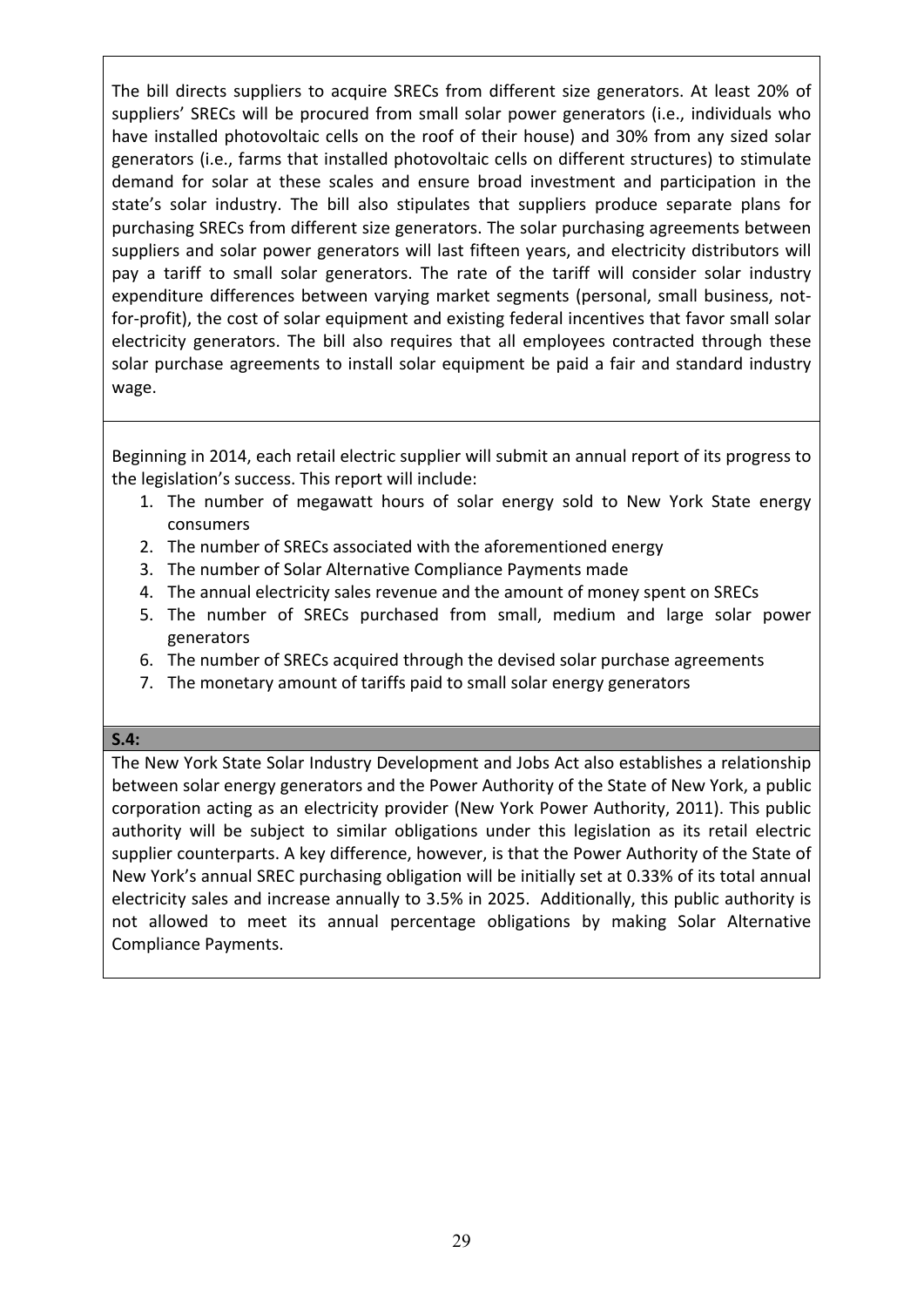The bill directs suppliers to acquire SRECs from different size generators. At least 20% of suppliers' SRECs will be procured from small solar power generators (i.e., individuals who have installed photovoltaic cells on the roof of their house) and 30% from any sized solar generators (i.e., farms that installed photovoltaic cells on different structures) to stimulate demand for solar at these scales and ensure broad investment and participation in the state's solar industry. The bill also stipulates that suppliers produce separate plans for purchasing SRECs from different size generators. The solar purchasing agreements between suppliers and solar power generators will last fifteen years, and electricity distributors will pay a tariff to small solar generators. The rate of the tariff will consider solar industry expenditure differences between varying market segments (personal, small business, not-for-profit), the cost of solar equipment and existing federal incentives that favor small solar electricity generators. The bill also requires that all employees contracted through these solar purchase agreements to install solar equipment be paid a fair and standard industry wage.

Beginning in 2014, each retail electric supplier will submit an annual report of its progress to the legislation's success. This report will include:

1. The number of megawatt hours of solar energy sold to New York State energy consumers
2. The number of SRECs associated with the aforementioned energy
3. The number of Solar Alternative Compliance Payments made
4. The annual electricity sales revenue and the amount of money spent on SRECs
5. The number of SRECs purchased from small, medium and large solar power generators
6. The number of SRECs acquired through the devised solar purchase agreements
7. The monetary amount of tariffs paid to small solar energy generators

**S.4:**

The New York State Solar Industry Development and Jobs Act also establishes a relationship between solar energy generators and the Power Authority of the State of New York, a public corporation acting as an electricity provider (New York Power Authority, 2011). This public authority will be subject to similar obligations under this legislation as its retail electric supplier counterparts. A key difference, however, is that the Power Authority of the State of New York's annual SREC purchasing obligation will be initially set at 0.33% of its total annual electricity sales and increase annually to 3.5% in 2025. Additionally, this public authority is not allowed to meet its annual percentage obligations by making Solar Alternative Compliance Payments.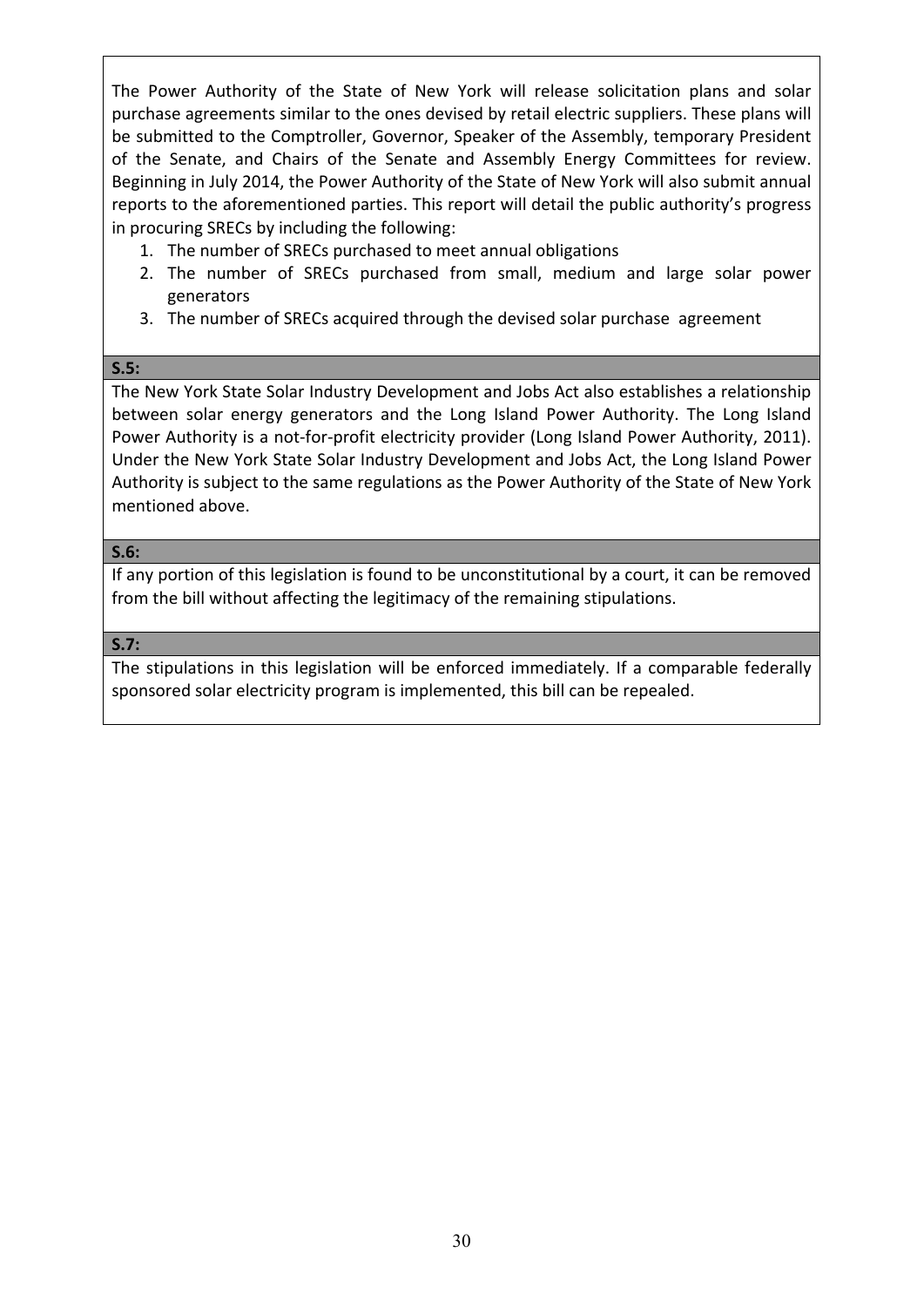The Power Authority of the State of New York will release solicitation plans and solar purchase agreements similar to the ones devised by retail electric suppliers. These plans will be submitted to the Comptroller, Governor, Speaker of the Assembly, temporary President of the Senate, and Chairs of the Senate and Assembly Energy Committees for review. Beginning in July 2014, the Power Authority of the State of New York will also submit annual reports to the aforementioned parties. This report will detail the public authority's progress in procuring SRECs by including the following:

1. The number of SRECs purchased to meet annual obligations
2. The number of SRECs purchased from small, medium and large solar power generators
3. The number of SRECs acquired through the devised solar purchase agreement

**S.5:**

The New York State Solar Industry Development and Jobs Act also establishes a relationship between solar energy generators and the Long Island Power Authority. The Long Island Power Authority is a not-for-profit electricity provider (Long Island Power Authority, 2011). Under the New York State Solar Industry Development and Jobs Act, the Long Island Power Authority is subject to the same regulations as the Power Authority of the State of New York mentioned above.

**S.6:**

If any portion of this legislation is found to be unconstitutional by a court, it can be removed from the bill without affecting the legitimacy of the remaining stipulations.

**S.7:**

The stipulations in this legislation will be enforced immediately. If a comparable federally sponsored solar electricity program is implemented, this bill can be repealed.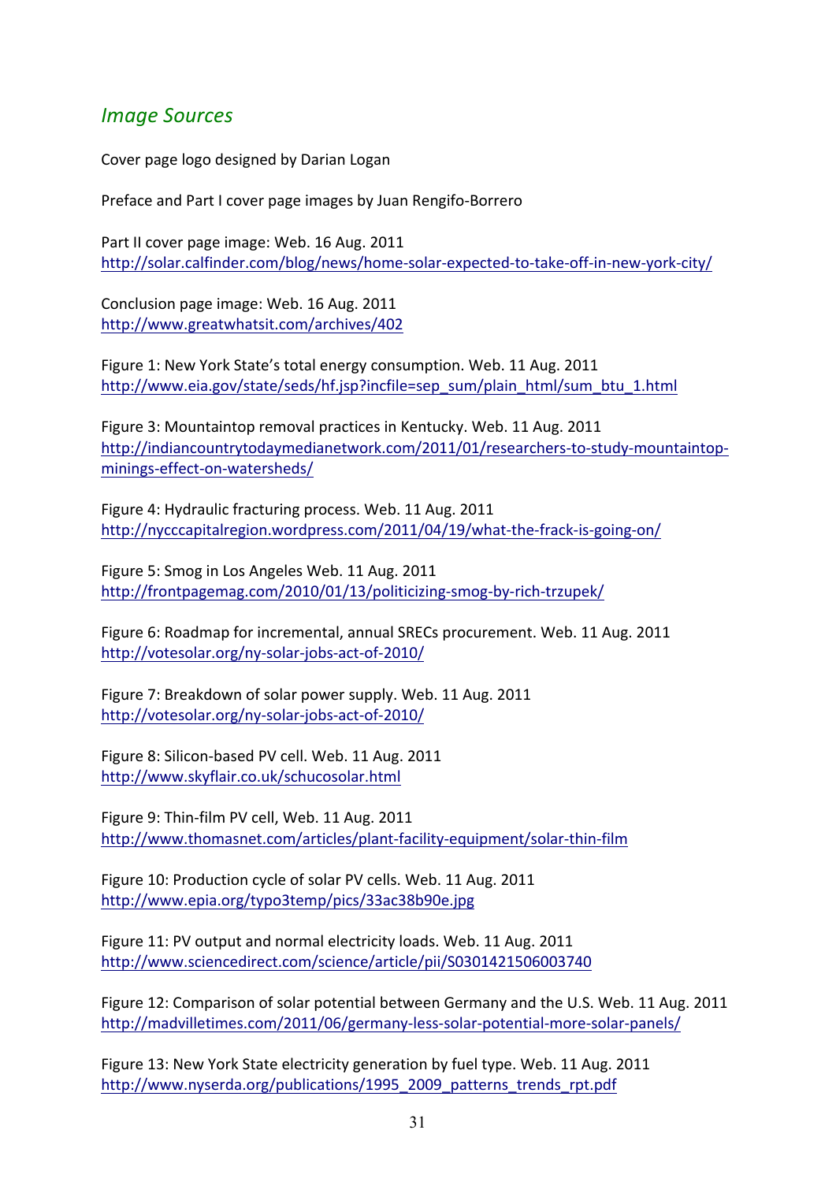## *Image Sources*

Cover page logo designed by Darian Logan

Preface and Part I cover page images by Juan Rengifo-Borrero

Part II cover page image: Web. 16 Aug. 2011
http://solar.calfinder.com/blog/news/home-solar-expected-to-take-off-in-new-york-city/

Conclusion page image: Web. 16 Aug. 2011
http://www.greatwhatsit.com/archives/402

Figure 1: New York State's total energy consumption. Web. 11 Aug. 2011
http://www.eia.gov/state/seds/hf.jsp?incfile=sep_sum/plain_html/sum_btu_1.html

Figure 3: Mountaintop removal practices in Kentucky. Web. 11 Aug. 2011
http://indiancountrytodaymedianetwork.com/2011/01/researchers-to-study-mountaintop-minings-effect-on-watersheds/

Figure 4: Hydraulic fracturing process. Web. 11 Aug. 2011
http://nycccapitalregion.wordpress.com/2011/04/19/what-the-frack-is-going-on/

Figure 5: Smog in Los Angeles Web. 11 Aug. 2011
http://frontpagemag.com/2010/01/13/politicizing-smog-by-rich-trzupek/

Figure 6: Roadmap for incremental, annual SRECs procurement. Web. 11 Aug. 2011
http://votesolar.org/ny-solar-jobs-act-of-2010/

Figure 7: Breakdown of solar power supply. Web. 11 Aug. 2011
http://votesolar.org/ny-solar-jobs-act-of-2010/

Figure 8: Silicon-based PV cell. Web. 11 Aug. 2011
http://www.skyflair.co.uk/schucosolar.html

Figure 9: Thin-film PV cell, Web. 11 Aug. 2011
http://www.thomasnet.com/articles/plant-facility-equipment/solar-thin-film

Figure 10: Production cycle of solar PV cells. Web. 11 Aug. 2011
http://www.epia.org/typo3temp/pics/33ac38b90e.jpg

Figure 11: PV output and normal electricity loads. Web. 11 Aug. 2011
http://www.sciencedirect.com/science/article/pii/S0301421506003740

Figure 12: Comparison of solar potential between Germany and the U.S. Web. 11 Aug. 2011
http://madvilletimes.com/2011/06/germany-less-solar-potential-more-solar-panels/

Figure 13: New York State electricity generation by fuel type. Web. 11 Aug. 2011
http://www.nyserda.org/publications/1995_2009_patterns_trends_rpt.pdf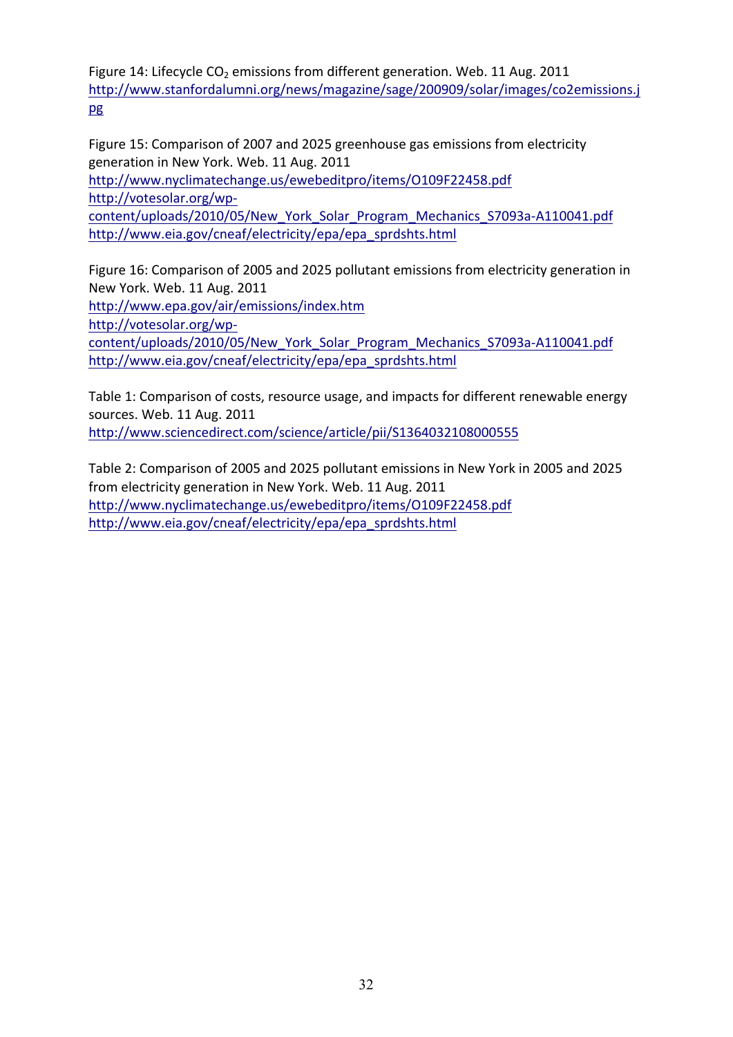Figure 14: Lifecycle $CO_2$ emissions from different generation. Web. 11 Aug. 2011
http://www.stanfordalumni.org/news/magazine/sage/200909/solar/images/co2emissions.jpg

Figure 15: Comparison of 2007 and 2025 greenhouse gas emissions from electricity generation in New York. Web. 11 Aug. 2011
http://www.nyclimatechange.us/ewebeditpro/items/O109F22458.pdf
http://votesolar.org/wp-content/uploads/2010/05/New_York_Solar_Program_Mechanics_S7093a-A110041.pdf
http://www.eia.gov/cneaf/electricity/epa/epa_sprdshts.html

Figure 16: Comparison of 2005 and 2025 pollutant emissions from electricity generation in New York. Web. 11 Aug. 2011
http://www.epa.gov/air/emissions/index.htm
http://votesolar.org/wp-content/uploads/2010/05/New_York_Solar_Program_Mechanics_S7093a-A110041.pdf
http://www.eia.gov/cneaf/electricity/epa/epa_sprdshts.html

Table 1: Comparison of costs, resource usage, and impacts for different renewable energy sources. Web. 11 Aug. 2011
http://www.sciencedirect.com/science/article/pii/S1364032108000555

Table 2: Comparison of 2005 and 2025 pollutant emissions in New York in 2005 and 2025 from electricity generation in New York. Web. 11 Aug. 2011
http://www.nyclimatechange.us/ewebeditpro/items/O109F22458.pdf
http://www.eia.gov/cneaf/electricity/epa/epa_sprdshts.html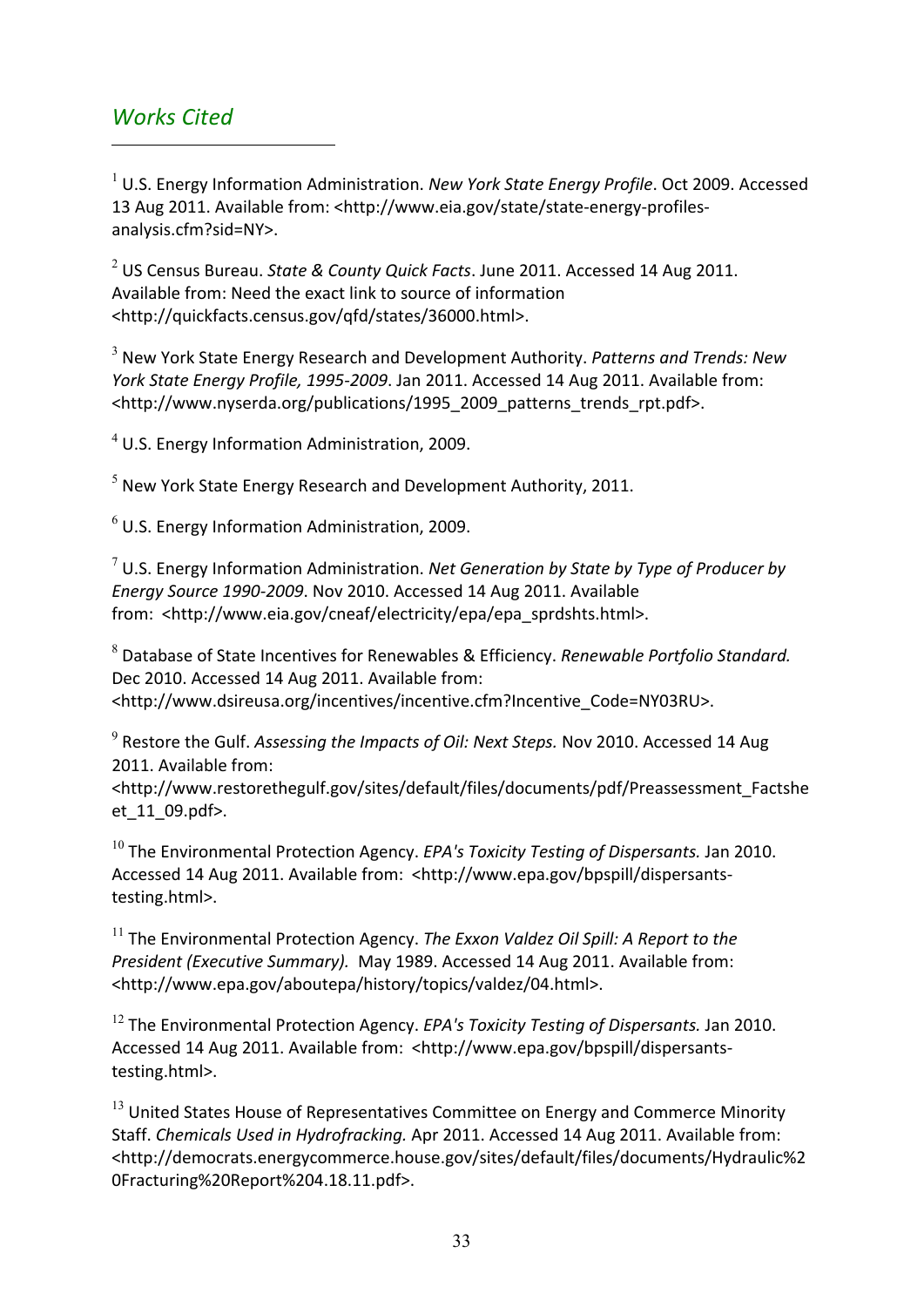## *Works Cited*

[1] U.S. Energy Information Administration. *New York State Energy Profile*. Oct 2009. Accessed 13 Aug 2011. Available from: <http://www.eia.gov/state/state-energy-profiles-analysis.cfm?sid=NY>.

[2] US Census Bureau. *State & County Quick Facts*. June 2011. Accessed 14 Aug 2011. Available from: Need the exact link to source of information <http://quickfacts.census.gov/qfd/states/36000.html>.

[3] New York State Energy Research and Development Authority. *Patterns and Trends: New York State Energy Profile, 1995-2009*. Jan 2011. Accessed 14 Aug 2011. Available from: <http://www.nyserda.org/publications/1995_2009_patterns_trends_rpt.pdf>.

[4] U.S. Energy Information Administration, 2009.

[5] New York State Energy Research and Development Authority, 2011.

[6] U.S. Energy Information Administration, 2009.

[7] U.S. Energy Information Administration. *Net Generation by State by Type of Producer by Energy Source 1990-2009*. Nov 2010. Accessed 14 Aug 2011. Available from: <http://www.eia.gov/cneaf/electricity/epa/epa_sprdshts.html>.

[8] Database of State Incentives for Renewables & Efficiency. *Renewable Portfolio Standard.* Dec 2010. Accessed 14 Aug 2011. Available from: <http://www.dsireusa.org/incentives/incentive.cfm?Incentive_Code=NY03RU>.

[9] Restore the Gulf. *Assessing the Impacts of Oil: Next Steps.* Nov 2010. Accessed 14 Aug 2011. Available from: <http://www.restorethegulf.gov/sites/default/files/documents/pdf/Preassessment_Factsheet_11_09.pdf>.

[10] The Environmental Protection Agency. *EPA's Toxicity Testing of Dispersants.* Jan 2010. Accessed 14 Aug 2011. Available from: <http://www.epa.gov/bpspill/dispersants-testing.html>.

[11] The Environmental Protection Agency. *The Exxon Valdez Oil Spill: A Report to the President (Executive Summary).* May 1989. Accessed 14 Aug 2011. Available from: <http://www.epa.gov/aboutepa/history/topics/valdez/04.html>.

[12] The Environmental Protection Agency. *EPA's Toxicity Testing of Dispersants.* Jan 2010. Accessed 14 Aug 2011. Available from: <http://www.epa.gov/bpspill/dispersants-testing.html>.

[13] United States House of Representatives Committee on Energy and Commerce Minority Staff. *Chemicals Used in Hydrofracking.* Apr 2011. Accessed 14 Aug 2011. Available from: <http://democrats.energycommerce.house.gov/sites/default/files/documents/Hydraulic%20Fracturing%20Report%204.18.11.pdf>.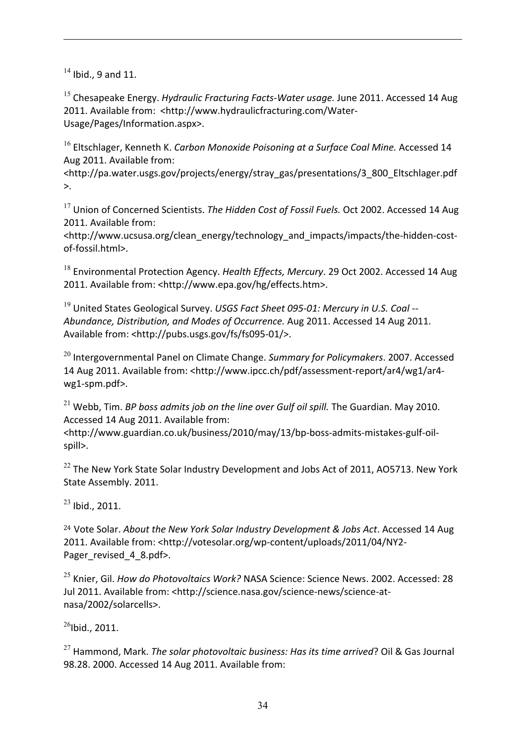[14] Ibid., 9 and 11.

[15] Chesapeake Energy. *Hydraulic Fracturing Facts-Water usage.* June 2011. Accessed 14 Aug 2011. Available from: <http://www.hydraulicfracturing.com/Water-Usage/Pages/Information.aspx>.

[16] Eltschlager, Kenneth K. *Carbon Monoxide Poisoning at a Surface Coal Mine.* Accessed 14 Aug 2011. Available from: <http://pa.water.usgs.gov/projects/energy/stray_gas/presentations/3_800_Eltschlager.pdf>.

[17] Union of Concerned Scientists. *The Hidden Cost of Fossil Fuels.* Oct 2002. Accessed 14 Aug 2011. Available from: <http://www.ucsusa.org/clean_energy/technology_and_impacts/impacts/the-hidden-cost-of-fossil.html>.

[18] Environmental Protection Agency. *Health Effects, Mercury*. 29 Oct 2002. Accessed 14 Aug 2011. Available from: <http://www.epa.gov/hg/effects.htm>.

[19] United States Geological Survey. *USGS Fact Sheet 095-01: Mercury in U.S. Coal -- Abundance, Distribution, and Modes of Occurrence.* Aug 2011. Accessed 14 Aug 2011. Available from: <http://pubs.usgs.gov/fs/fs095-01/>.

[20] Intergovernmental Panel on Climate Change. *Summary for Policymakers*. 2007. Accessed 14 Aug 2011. Available from: <http://www.ipcc.ch/pdf/assessment-report/ar4/wg1/ar4-wg1-spm.pdf>.

[21] Webb, Tim. *BP boss admits job on the line over Gulf oil spill.* The Guardian. May 2010. Accessed 14 Aug 2011. Available from: <http://www.guardian.co.uk/business/2010/may/13/bp-boss-admits-mistakes-gulf-oil-spill>.

[22] The New York State Solar Industry Development and Jobs Act of 2011, AO5713. New York State Assembly. 2011.

[23] Ibid., 2011.

[24] Vote Solar. *About the New York Solar Industry Development & Jobs Act*. Accessed 14 Aug 2011. Available from: <http://votesolar.org/wp-content/uploads/2011/04/NY2-Pager_revised_4_8.pdf>.

[25] Knier, Gil. *How do Photovoltaics Work?* NASA Science: Science News. 2002. Accessed: 28 Jul 2011. Available from: <http://science.nasa.gov/science-news/science-at-nasa/2002/solarcells>.

[26] Ibid., 2011.

[27] Hammond, Mark. *The solar photovoltaic business: Has its time arrived*? Oil & Gas Journal 98.28. 2000. Accessed 14 Aug 2011. Available from: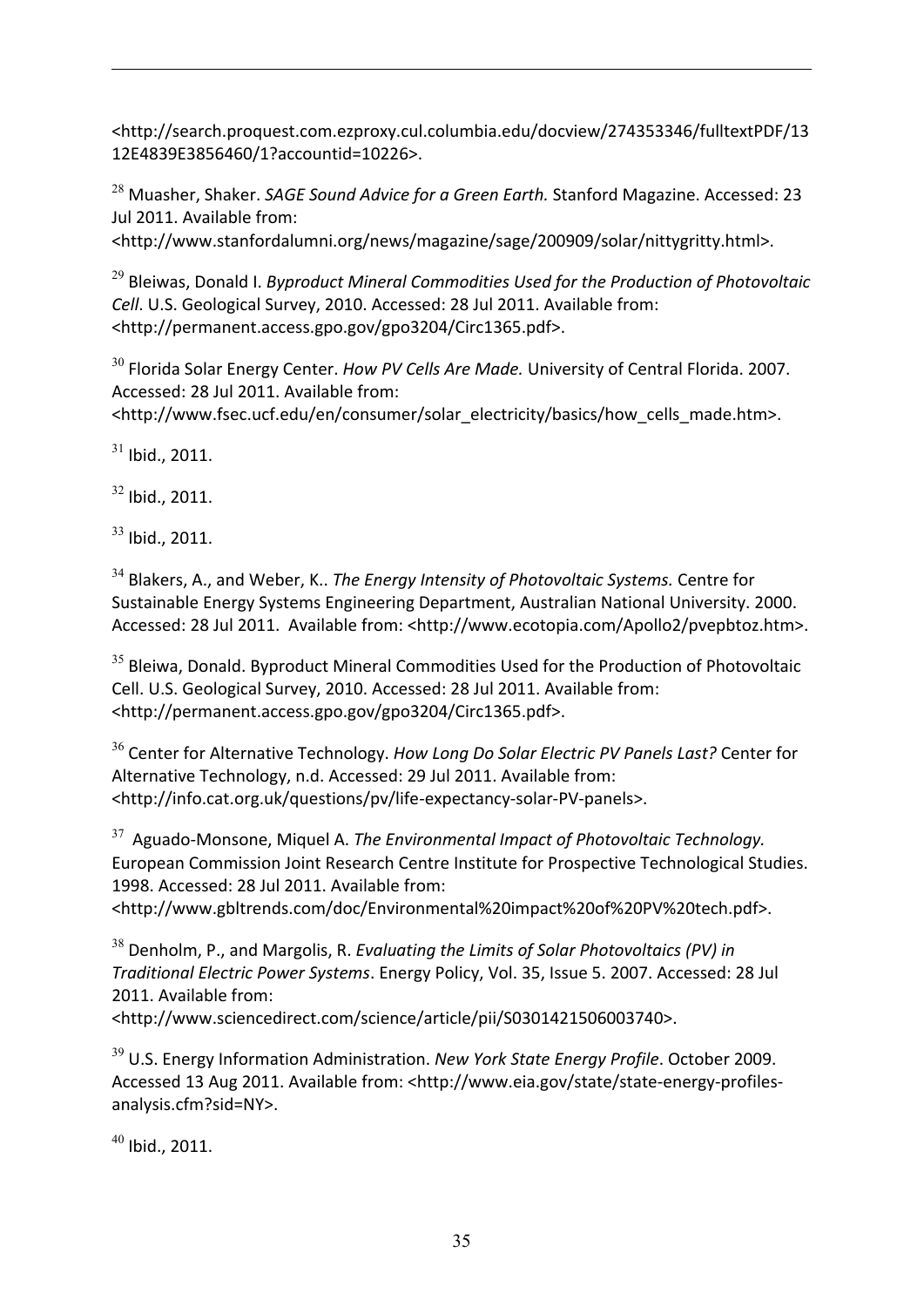<http://search.proquest.com.ezproxy.cul.columbia.edu/docview/274353346/fulltextPDF/1312E4839E3856460/1?accountid=10226>.

[28] Muasher, Shaker. *SAGE Sound Advice for a Green Earth.* Stanford Magazine. Accessed: 23 Jul 2011. Available from: <http://www.stanfordalumni.org/news/magazine/sage/200909/solar/nittygritty.html>.

[29] Bleiwas, Donald I. *Byproduct Mineral Commodities Used for the Production of Photovoltaic Cell*. U.S. Geological Survey, 2010. Accessed: 28 Jul 2011. Available from: <http://permanent.access.gpo.gov/gpo3204/Circ1365.pdf>.

[30] Florida Solar Energy Center. *How PV Cells Are Made.* University of Central Florida. 2007. Accessed: 28 Jul 2011. Available from: <http://www.fsec.ucf.edu/en/consumer/solar_electricity/basics/how_cells_made.htm>.

[31] Ibid., 2011.

[32] Ibid., 2011.

[33] Ibid., 2011.

[34] Blakers, A., and Weber, K.. *The Energy Intensity of Photovoltaic Systems.* Centre for Sustainable Energy Systems Engineering Department, Australian National University. 2000. Accessed: 28 Jul 2011. Available from: <http://www.ecotopia.com/Apollo2/pvepbtoz.htm>.

[35] Bleiwa, Donald. Byproduct Mineral Commodities Used for the Production of Photovoltaic Cell. U.S. Geological Survey, 2010. Accessed: 28 Jul 2011. Available from: <http://permanent.access.gpo.gov/gpo3204/Circ1365.pdf>.

[36] Center for Alternative Technology. *How Long Do Solar Electric PV Panels Last?* Center for Alternative Technology, n.d. Accessed: 29 Jul 2011. Available from: <http://info.cat.org.uk/questions/pv/life-expectancy-solar-PV-panels>.

[37] Aguado-Monsone, Miquel A. *The Environmental Impact of Photovoltaic Technology.* European Commission Joint Research Centre Institute for Prospective Technological Studies. 1998. Accessed: 28 Jul 2011. Available from: <http://www.gbltrends.com/doc/Environmental%20impact%20of%20PV%20tech.pdf>.

[38] Denholm, P., and Margolis, R. *Evaluating the Limits of Solar Photovoltaics (PV) in Traditional Electric Power Systems*. Energy Policy, Vol. 35, Issue 5. 2007. Accessed: 28 Jul 2011. Available from: <http://www.sciencedirect.com/science/article/pii/S0301421506003740>.

[39] U.S. Energy Information Administration. *New York State Energy Profile*. October 2009. Accessed 13 Aug 2011. Available from: <http://www.eia.gov/state/state-energy-profiles-analysis.cfm?sid=NY>.

[40] Ibid., 2011.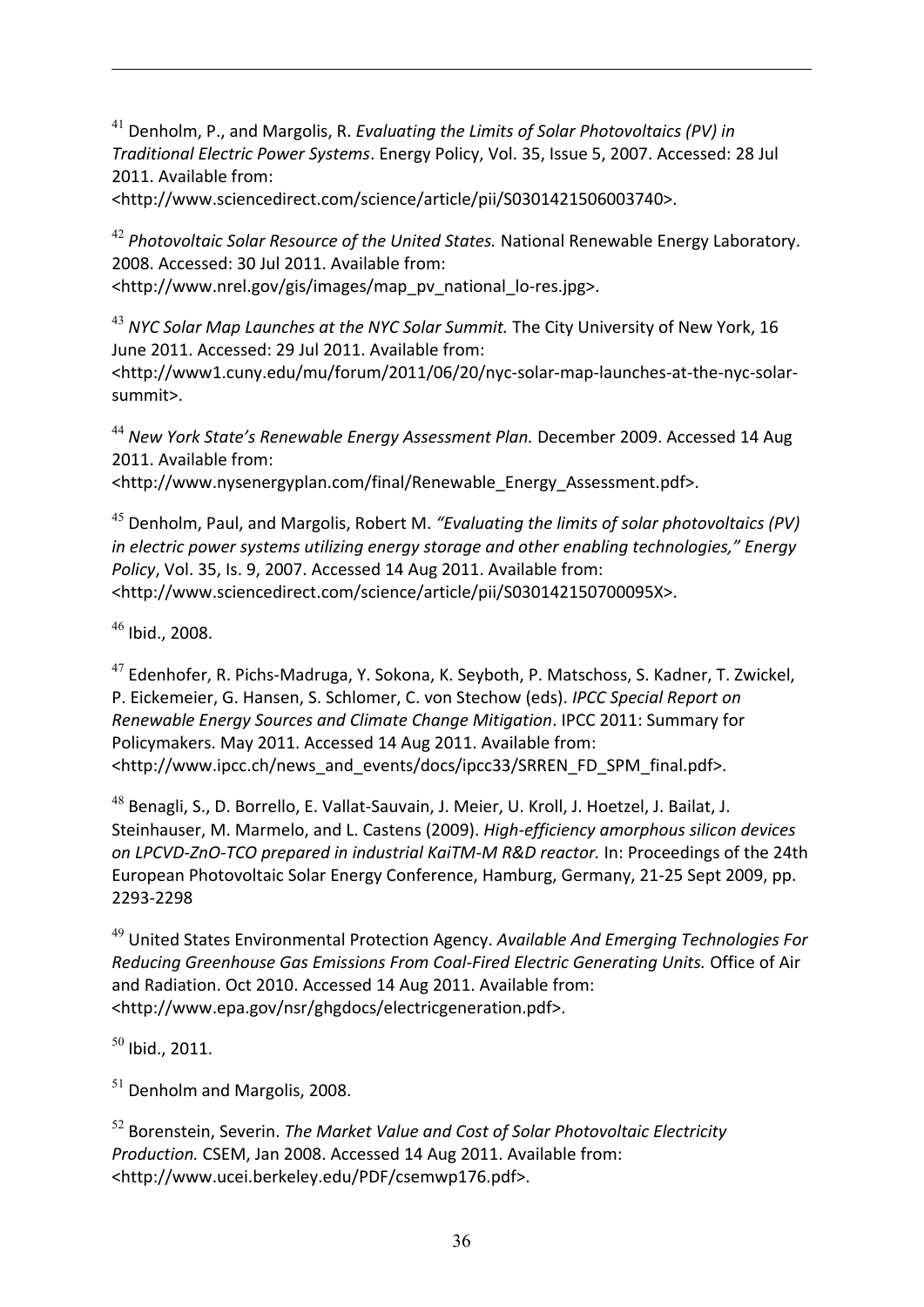[41] Denholm, P., and Margolis, R. *Evaluating the Limits of Solar Photovoltaics (PV) in Traditional Electric Power Systems*. Energy Policy, Vol. 35, Issue 5, 2007. Accessed: 28 Jul 2011. Available from: <http://www.sciencedirect.com/science/article/pii/S0301421506003740>.

[42] *Photovoltaic Solar Resource of the United States.* National Renewable Energy Laboratory. 2008. Accessed: 30 Jul 2011. Available from: <http://www.nrel.gov/gis/images/map_pv_national_lo-res.jpg>.

[43] *NYC Solar Map Launches at the NYC Solar Summit.* The City University of New York, 16 June 2011. Accessed: 29 Jul 2011. Available from: <http://www1.cuny.edu/mu/forum/2011/06/20/nyc-solar-map-launches-at-the-nyc-solar-summit>.

[44] *New York State's Renewable Energy Assessment Plan.* December 2009. Accessed 14 Aug 2011. Available from: <http://www.nysenergyplan.com/final/Renewable_Energy_Assessment.pdf>.

[45] Denholm, Paul, and Margolis, Robert M. *"Evaluating the limits of solar photovoltaics (PV) in electric power systems utilizing energy storage and other enabling technologies," Energy Policy*, Vol. 35, Is. 9, 2007. Accessed 14 Aug 2011. Available from: <http://www.sciencedirect.com/science/article/pii/S030142150700095X>.

[46] Ibid., 2008.

[47] Edenhofer, R. Pichs-Madruga, Y. Sokona, K. Seyboth, P. Matschoss, S. Kadner, T. Zwickel, P. Eickemeier, G. Hansen, S. Schlomer, C. von Stechow (eds). *IPCC Special Report on Renewable Energy Sources and Climate Change Mitigation*. IPCC 2011: Summary for Policymakers. May 2011. Accessed 14 Aug 2011. Available from: <http://www.ipcc.ch/news_and_events/docs/ipcc33/SRREN_FD_SPM_final.pdf>.

[48] Benagli, S., D. Borrello, E. Vallat-Sauvain, J. Meier, U. Kroll, J. Hoetzel, J. Bailat, J. Steinhauser, M. Marmelo, and L. Castens (2009). *High-efficiency amorphous silicon devices on LPCVD-ZnO-TCO prepared in industrial KaiTM-M R&D reactor.* In: Proceedings of the 24th European Photovoltaic Solar Energy Conference, Hamburg, Germany, 21-25 Sept 2009, pp. 2293-2298

[49] United States Environmental Protection Agency. *Available And Emerging Technologies For Reducing Greenhouse Gas Emissions From Coal-Fired Electric Generating Units.* Office of Air and Radiation. Oct 2010. Accessed 14 Aug 2011. Available from: <http://www.epa.gov/nsr/ghgdocs/electricgeneration.pdf>.

[50] Ibid., 2011.

[51] Denholm and Margolis, 2008.

[52] Borenstein, Severin. *The Market Value and Cost of Solar Photovoltaic Electricity Production.* CSEM, Jan 2008. Accessed 14 Aug 2011. Available from: <http://www.ucei.berkeley.edu/PDF/csemwp176.pdf>.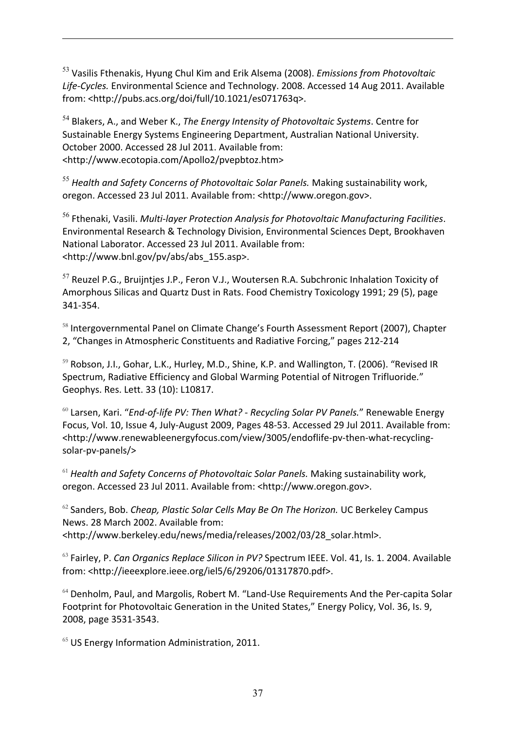[53] Vasilis Fthenakis, Hyung Chul Kim and Erik Alsema (2008). *Emissions from Photovoltaic Life-Cycles.* Environmental Science and Technology. 2008. Accessed 14 Aug 2011. Available from: <http://pubs.acs.org/doi/full/10.1021/es071763q>.

[54] Blakers, A., and Weber K., *The Energy Intensity of Photovoltaic Systems*. Centre for Sustainable Energy Systems Engineering Department, Australian National University. October 2000. Accessed 28 Jul 2011. Available from: <http://www.ecotopia.com/Apollo2/pvepbtoz.htm>

[55] *Health and Safety Concerns of Photovoltaic Solar Panels.* Making sustainability work, oregon. Accessed 23 Jul 2011. Available from: <http://www.oregon.gov>.

[56] Fthenaki, Vasili. *Multi-layer Protection Analysis for Photovoltaic Manufacturing Facilities*. Environmental Research & Technology Division, Environmental Sciences Dept, Brookhaven National Laborator. Accessed 23 Jul 2011. Available from: <http://www.bnl.gov/pv/abs/abs_155.asp>.

[57] Reuzel P.G., Bruijntjes J.P., Feron V.J., Woutersen R.A. Subchronic Inhalation Toxicity of Amorphous Silicas and Quartz Dust in Rats. Food Chemistry Toxicology 1991; 29 (5), page 341-354.

[58] Intergovernmental Panel on Climate Change's Fourth Assessment Report (2007), Chapter 2, "Changes in Atmospheric Constituents and Radiative Forcing," pages 212-214

[59] Robson, J.I., Gohar, L.K., Hurley, M.D., Shine, K.P. and Wallington, T. (2006). "Revised IR Spectrum, Radiative Efficiency and Global Warming Potential of Nitrogen Trifluoride." Geophys. Res. Lett. 33 (10): L10817.

[60] Larsen, Kari. "*End-of-life PV: Then What? - Recycling Solar PV Panels.*" Renewable Energy Focus, Vol. 10, Issue 4, July-August 2009, Pages 48-53. Accessed 29 Jul 2011. Available from: <http://www.renewableenergyfocus.com/view/3005/endoflife-pv-then-what-recycling-solar-pv-panels/>

[61] *Health and Safety Concerns of Photovoltaic Solar Panels.* Making sustainability work, oregon. Accessed 23 Jul 2011. Available from: <http://www.oregon.gov>.

[62] Sanders, Bob. *Cheap, Plastic Solar Cells May Be On The Horizon.* UC Berkeley Campus News. 28 March 2002. Available from: <http://www.berkeley.edu/news/media/releases/2002/03/28_solar.html>.

[63] Fairley, P. *Can Organics Replace Silicon in PV?* Spectrum IEEE. Vol. 41, Is. 1. 2004. Available from: <http://ieeexplore.ieee.org/iel5/6/29206/01317870.pdf>.

[64] Denholm, Paul, and Margolis, Robert M. "Land-Use Requirements And the Per-capita Solar Footprint for Photovoltaic Generation in the United States," Energy Policy, Vol. 36, Is. 9, 2008, page 3531-3543.

[65] US Energy Information Administration, 2011.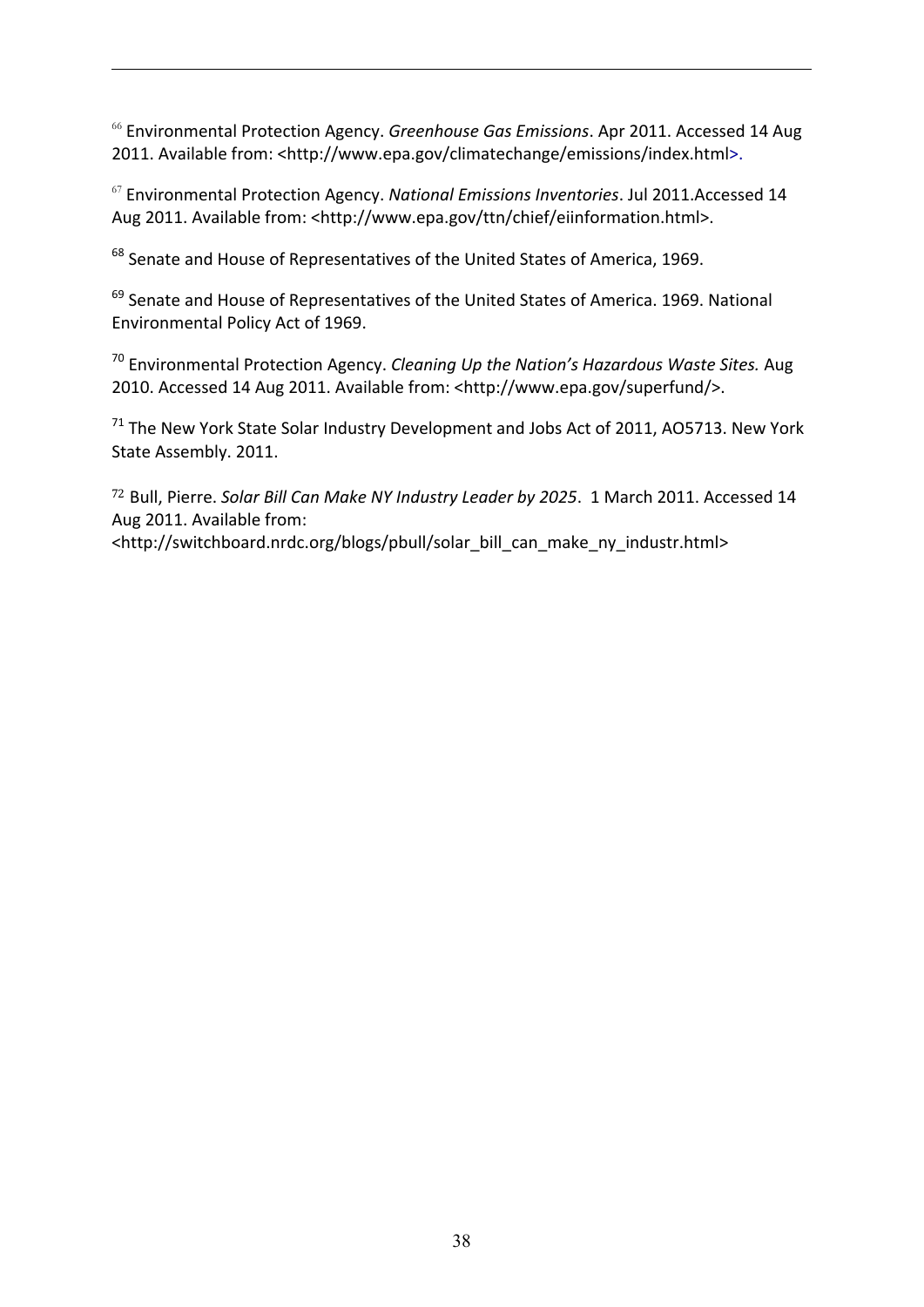[66] Environmental Protection Agency. *Greenhouse Gas Emissions*. Apr 2011. Accessed 14 Aug 2011. Available from: <http://www.epa.gov/climatechange/emissions/index.html>.

[67] Environmental Protection Agency. *National Emissions Inventories*. Jul 2011.Accessed 14 Aug 2011. Available from: <http://www.epa.gov/ttn/chief/eiinformation.html>.

[68] Senate and House of Representatives of the United States of America, 1969.

[69] Senate and House of Representatives of the United States of America. 1969. National Environmental Policy Act of 1969.

[70] Environmental Protection Agency. *Cleaning Up the Nation's Hazardous Waste Sites.* Aug 2010. Accessed 14 Aug 2011. Available from: <http://www.epa.gov/superfund/>.

[71] The New York State Solar Industry Development and Jobs Act of 2011, AO5713. New York State Assembly. 2011.

[72] Bull, Pierre. *Solar Bill Can Make NY Industry Leader by 2025*. 1 March 2011. Accessed 14 Aug 2011. Available from: <http://switchboard.nrdc.org/blogs/pbull/solar_bill_can_make_ny_industr.html>